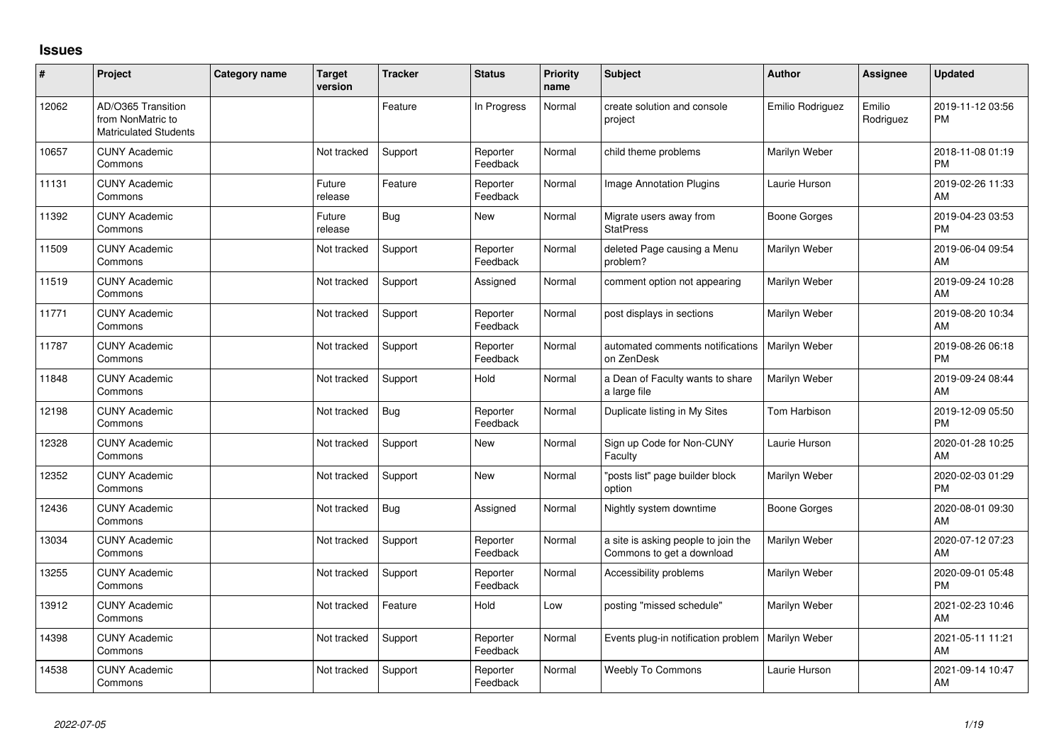## Issues

| # | Project | Category name | Target version | Tracker | Status | Priority name | Subject | Author | Assignee | Updated |
|---|---|---|---|---|---|---|---|---|---|---|
| 12062 | AD/O365 Transition from NonMatric to Matriculated Students | | | Feature | In Progress | Normal | create solution and console project | Emilio Rodriguez | Emilio Rodriguez | 2019-11-12 03:56 PM |
| 10657 | CUNY Academic Commons | | Not tracked | Support | Reporter Feedback | Normal | child theme problems | Marilyn Weber | | 2018-11-08 01:19 PM |
| 11131 | CUNY Academic Commons | | Future release | Feature | Reporter Feedback | Normal | Image Annotation Plugins | Laurie Hurson | | 2019-02-26 11:33 AM |
| 11392 | CUNY Academic Commons | | Future release | Bug | New | Normal | Migrate users away from StatPress | Boone Gorges | | 2019-04-23 03:53 PM |
| 11509 | CUNY Academic Commons | | Not tracked | Support | Reporter Feedback | Normal | deleted Page causing a Menu problem? | Marilyn Weber | | 2019-06-04 09:54 AM |
| 11519 | CUNY Academic Commons | | Not tracked | Support | Assigned | Normal | comment option not appearing | Marilyn Weber | | 2019-09-24 10:28 AM |
| 11771 | CUNY Academic Commons | | Not tracked | Support | Reporter Feedback | Normal | post displays in sections | Marilyn Weber | | 2019-08-20 10:34 AM |
| 11787 | CUNY Academic Commons | | Not tracked | Support | Reporter Feedback | Normal | automated comments notifications on ZenDesk | Marilyn Weber | | 2019-08-26 06:18 PM |
| 11848 | CUNY Academic Commons | | Not tracked | Support | Hold | Normal | a Dean of Faculty wants to share a large file | Marilyn Weber | | 2019-09-24 08:44 AM |
| 12198 | CUNY Academic Commons | | Not tracked | Bug | Reporter Feedback | Normal | Duplicate listing in My Sites | Tom Harbison | | 2019-12-09 05:50 PM |
| 12328 | CUNY Academic Commons | | Not tracked | Support | New | Normal | Sign up Code for Non-CUNY Faculty | Laurie Hurson | | 2020-01-28 10:25 AM |
| 12352 | CUNY Academic Commons | | Not tracked | Support | New | Normal | "posts list" page builder block option | Marilyn Weber | | 2020-02-03 01:29 PM |
| 12436 | CUNY Academic Commons | | Not tracked | Bug | Assigned | Normal | Nightly system downtime | Boone Gorges | | 2020-08-01 09:30 AM |
| 13034 | CUNY Academic Commons | | Not tracked | Support | Reporter Feedback | Normal | a site is asking people to join the Commons to get a download | Marilyn Weber | | 2020-07-12 07:23 AM |
| 13255 | CUNY Academic Commons | | Not tracked | Support | Reporter Feedback | Normal | Accessibility problems | Marilyn Weber | | 2020-09-01 05:48 PM |
| 13912 | CUNY Academic Commons | | Not tracked | Feature | Hold | Low | posting "missed schedule" | Marilyn Weber | | 2021-02-23 10:46 AM |
| 14398 | CUNY Academic Commons | | Not tracked | Support | Reporter Feedback | Normal | Events plug-in notification problem | Marilyn Weber | | 2021-05-11 11:21 AM |
| 14538 | CUNY Academic Commons | | Not tracked | Support | Reporter Feedback | Normal | Weebly To Commons | Laurie Hurson | | 2021-09-14 10:47 AM |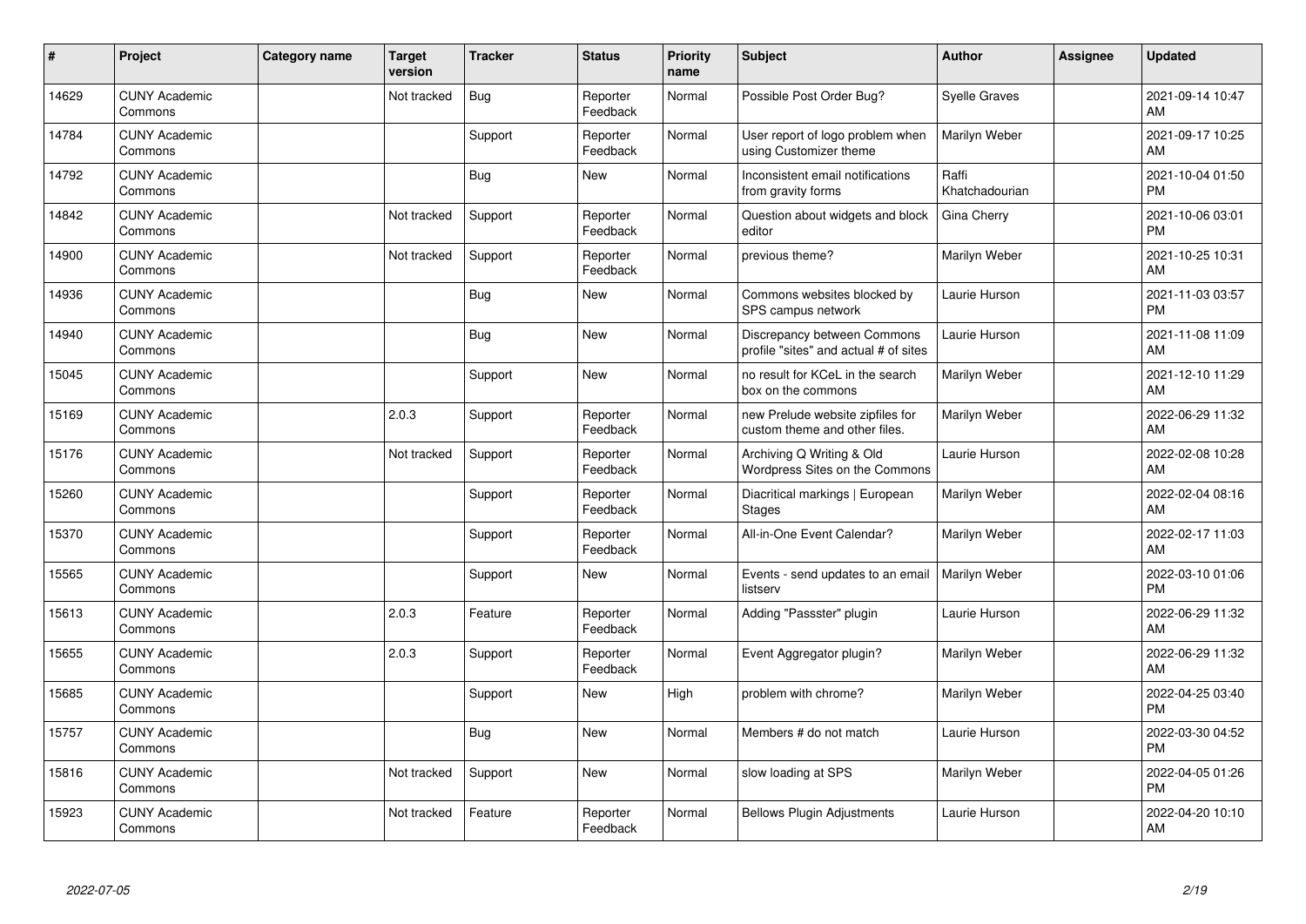| # | Project | Category name | Target version | Tracker | Status | Priority name | Subject | Author | Assignee | Updated |
|---|---|---|---|---|---|---|---|---|---|---|
| 14629 | CUNY Academic Commons | | Not tracked | Bug | Reporter Feedback | Normal | Possible Post Order Bug? | Syelle Graves | | 2021-09-14 10:47 AM |
| 14784 | CUNY Academic Commons | | | Support | Reporter Feedback | Normal | User report of logo problem when using Customizer theme | Marilyn Weber | | 2021-09-17 10:25 AM |
| 14792 | CUNY Academic Commons | | | Bug | New | Normal | Inconsistent email notifications from gravity forms | Raffi Khatchadourian | | 2021-10-04 01:50 PM |
| 14842 | CUNY Academic Commons | | Not tracked | Support | Reporter Feedback | Normal | Question about widgets and block editor | Gina Cherry | | 2021-10-06 03:01 PM |
| 14900 | CUNY Academic Commons | | Not tracked | Support | Reporter Feedback | Normal | previous theme? | Marilyn Weber | | 2021-10-25 10:31 AM |
| 14936 | CUNY Academic Commons | | | Bug | New | Normal | Commons websites blocked by SPS campus network | Laurie Hurson | | 2021-11-03 03:57 PM |
| 14940 | CUNY Academic Commons | | | Bug | New | Normal | Discrepancy between Commons profile "sites" and actual # of sites | Laurie Hurson | | 2021-11-08 11:09 AM |
| 15045 | CUNY Academic Commons | | | Support | New | Normal | no result for KCeL in the search box on the commons | Marilyn Weber | | 2021-12-10 11:29 AM |
| 15169 | CUNY Academic Commons | | 2.0.3 | Support | Reporter Feedback | Normal | new Prelude website zipfiles for custom theme and other files. | Marilyn Weber | | 2022-06-29 11:32 AM |
| 15176 | CUNY Academic Commons | | Not tracked | Support | Reporter Feedback | Normal | Archiving Q Writing & Old Wordpress Sites on the Commons | Laurie Hurson | | 2022-02-08 10:28 AM |
| 15260 | CUNY Academic Commons | | | Support | Reporter Feedback | Normal | Diacritical markings \| European Stages | Marilyn Weber | | 2022-02-04 08:16 AM |
| 15370 | CUNY Academic Commons | | | Support | Reporter Feedback | Normal | All-in-One Event Calendar? | Marilyn Weber | | 2022-02-17 11:03 AM |
| 15565 | CUNY Academic Commons | | | Support | New | Normal | Events - send updates to an email listserv | Marilyn Weber | | 2022-03-10 01:06 PM |
| 15613 | CUNY Academic Commons | | 2.0.3 | Feature | Reporter Feedback | Normal | Adding "Passster" plugin | Laurie Hurson | | 2022-06-29 11:32 AM |
| 15655 | CUNY Academic Commons | | 2.0.3 | Support | Reporter Feedback | Normal | Event Aggregator plugin? | Marilyn Weber | | 2022-06-29 11:32 AM |
| 15685 | CUNY Academic Commons | | | Support | New | High | problem with chrome? | Marilyn Weber | | 2022-04-25 03:40 PM |
| 15757 | CUNY Academic Commons | | | Bug | New | Normal | Members # do not match | Laurie Hurson | | 2022-03-30 04:52 PM |
| 15816 | CUNY Academic Commons | | Not tracked | Support | New | Normal | slow loading at SPS | Marilyn Weber | | 2022-04-05 01:26 PM |
| 15923 | CUNY Academic Commons | | Not tracked | Feature | Reporter Feedback | Normal | Bellows Plugin Adjustments | Laurie Hurson | | 2022-04-20 10:10 AM |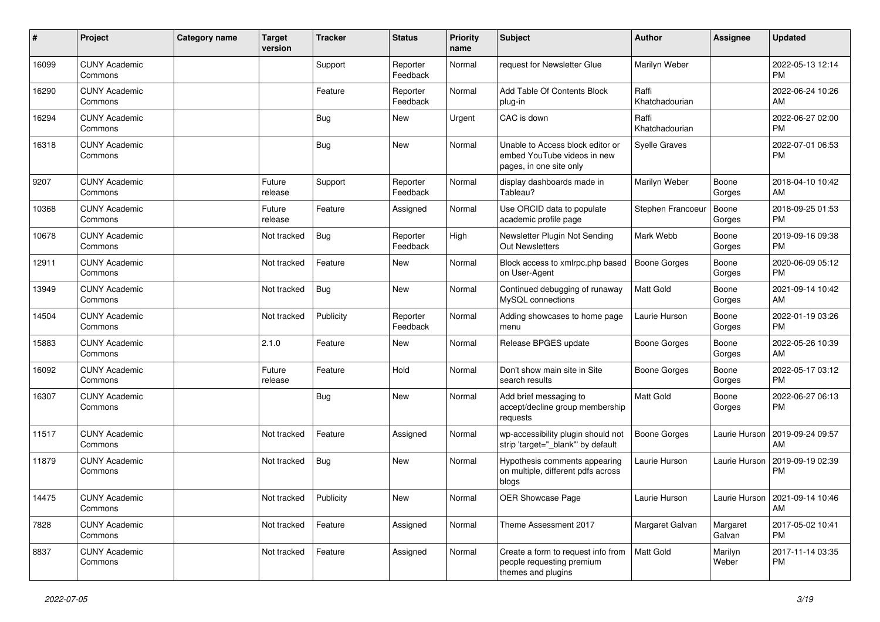| # | Project | Category name | Target version | Tracker | Status | Priority name | Subject | Author | Assignee | Updated |
|---|---|---|---|---|---|---|---|---|---|---|
| 16099 | CUNY Academic Commons | | | Support | Reporter Feedback | Normal | request for Newsletter Glue | Marilyn Weber | | 2022-05-13 12:14 PM |
| 16290 | CUNY Academic Commons | | | Feature | Reporter Feedback | Normal | Add Table Of Contents Block plug-in | Raffi Khatchadourian | | 2022-06-24 10:26 AM |
| 16294 | CUNY Academic Commons | | | Bug | New | Urgent | CAC is down | Raffi Khatchadourian | | 2022-06-27 02:00 PM |
| 16318 | CUNY Academic Commons | | | Bug | New | Normal | Unable to Access block editor or embed YouTube videos in new pages, in one site only | Syelle Graves | | 2022-07-01 06:53 PM |
| 9207 | CUNY Academic Commons | | Future release | Support | Reporter Feedback | Normal | display dashboards made in Tableau? | Marilyn Weber | Boone Gorges | 2018-04-10 10:42 AM |
| 10368 | CUNY Academic Commons | | Future release | Feature | Assigned | Normal | Use ORCID data to populate academic profile page | Stephen Francoeur | Boone Gorges | 2018-09-25 01:53 PM |
| 10678 | CUNY Academic Commons | | Not tracked | Bug | Reporter Feedback | High | Newsletter Plugin Not Sending Out Newsletters | Mark Webb | Boone Gorges | 2019-09-16 09:38 PM |
| 12911 | CUNY Academic Commons | | Not tracked | Feature | New | Normal | Block access to xmlrpc.php based on User-Agent | Boone Gorges | Boone Gorges | 2020-06-09 05:12 PM |
| 13949 | CUNY Academic Commons | | Not tracked | Bug | New | Normal | Continued debugging of runaway MySQL connections | Matt Gold | Boone Gorges | 2021-09-14 10:42 AM |
| 14504 | CUNY Academic Commons | | Not tracked | Publicity | Reporter Feedback | Normal | Adding showcases to home page menu | Laurie Hurson | Boone Gorges | 2022-01-19 03:26 PM |
| 15883 | CUNY Academic Commons | | 2.1.0 | Feature | New | Normal | Release BPGES update | Boone Gorges | Boone Gorges | 2022-05-26 10:39 AM |
| 16092 | CUNY Academic Commons | | Future release | Feature | Hold | Normal | Don't show main site in Site search results | Boone Gorges | Boone Gorges | 2022-05-17 03:12 PM |
| 16307 | CUNY Academic Commons | | | Bug | New | Normal | Add brief messaging to accept/decline group membership requests | Matt Gold | Boone Gorges | 2022-06-27 06:13 PM |
| 11517 | CUNY Academic Commons | | Not tracked | Feature | Assigned | Normal | wp-accessibility plugin should not strip 'target="_blank"' by default | Boone Gorges | Laurie Hurson | 2019-09-24 09:57 AM |
| 11879 | CUNY Academic Commons | | Not tracked | Bug | New | Normal | Hypothesis comments appearing on multiple, different pdfs across blogs | Laurie Hurson | Laurie Hurson | 2019-09-19 02:39 PM |
| 14475 | CUNY Academic Commons | | Not tracked | Publicity | New | Normal | OER Showcase Page | Laurie Hurson | Laurie Hurson | 2021-09-14 10:46 AM |
| 7828 | CUNY Academic Commons | | Not tracked | Feature | Assigned | Normal | Theme Assessment 2017 | Margaret Galvan | Margaret Galvan | 2017-05-02 10:41 PM |
| 8837 | CUNY Academic Commons | | Not tracked | Feature | Assigned | Normal | Create a form to request info from people requesting premium themes and plugins | Matt Gold | Marilyn Weber | 2017-11-14 03:35 PM |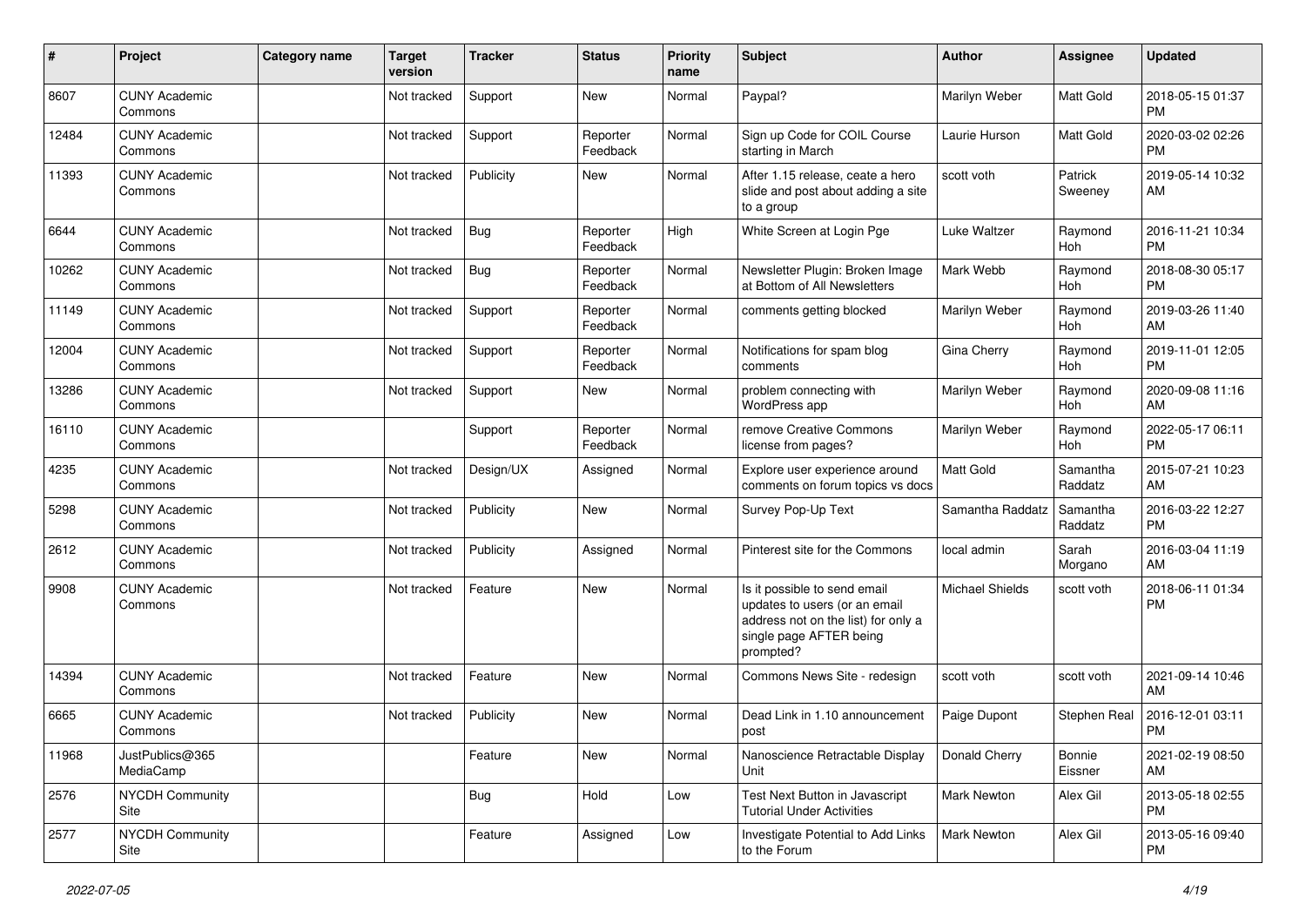| # | Project | Category name | Target version | Tracker | Status | Priority name | Subject | Author | Assignee | Updated |
|---|---|---|---|---|---|---|---|---|---|---|
| 8607 | CUNY Academic Commons | | Not tracked | Support | New | Normal | Paypal? | Marilyn Weber | Matt Gold | 2018-05-15 01:37 PM |
| 12484 | CUNY Academic Commons | | Not tracked | Support | Reporter Feedback | Normal | Sign up Code for COIL Course starting in March | Laurie Hurson | Matt Gold | 2020-03-02 02:26 PM |
| 11393 | CUNY Academic Commons | | Not tracked | Publicity | New | Normal | After 1.15 release, ceate a hero slide and post about adding a site to a group | scott voth | Patrick Sweeney | 2019-05-14 10:32 AM |
| 6644 | CUNY Academic Commons | | Not tracked | Bug | Reporter Feedback | High | White Screen at Login Pge | Luke Waltzer | Raymond Hoh | 2016-11-21 10:34 PM |
| 10262 | CUNY Academic Commons | | Not tracked | Bug | Reporter Feedback | Normal | Newsletter Plugin: Broken Image at Bottom of All Newsletters | Mark Webb | Raymond Hoh | 2018-08-30 05:17 PM |
| 11149 | CUNY Academic Commons | | Not tracked | Support | Reporter Feedback | Normal | comments getting blocked | Marilyn Weber | Raymond Hoh | 2019-03-26 11:40 AM |
| 12004 | CUNY Academic Commons | | Not tracked | Support | Reporter Feedback | Normal | Notifications for spam blog comments | Gina Cherry | Raymond Hoh | 2019-11-01 12:05 PM |
| 13286 | CUNY Academic Commons | | Not tracked | Support | New | Normal | problem connecting with WordPress app | Marilyn Weber | Raymond Hoh | 2020-09-08 11:16 AM |
| 16110 | CUNY Academic Commons | | | Support | Reporter Feedback | Normal | remove Creative Commons license from pages? | Marilyn Weber | Raymond Hoh | 2022-05-17 06:11 PM |
| 4235 | CUNY Academic Commons | | Not tracked | Design/UX | Assigned | Normal | Explore user experience around comments on forum topics vs docs | Matt Gold | Samantha Raddatz | 2015-07-21 10:23 AM |
| 5298 | CUNY Academic Commons | | Not tracked | Publicity | New | Normal | Survey Pop-Up Text | Samantha Raddatz | Samantha Raddatz | 2016-03-22 12:27 PM |
| 2612 | CUNY Academic Commons | | Not tracked | Publicity | Assigned | Normal | Pinterest site for the Commons | local admin | Sarah Morgano | 2016-03-04 11:19 AM |
| 9908 | CUNY Academic Commons | | Not tracked | Feature | New | Normal | Is it possible to send email updates to users (or an email address not on the list) for only a single page AFTER being prompted? | Michael Shields | scott voth | 2018-06-11 01:34 PM |
| 14394 | CUNY Academic Commons | | Not tracked | Feature | New | Normal | Commons News Site - redesign | scott voth | scott voth | 2021-09-14 10:46 AM |
| 6665 | CUNY Academic Commons | | Not tracked | Publicity | New | Normal | Dead Link in 1.10 announcement post | Paige Dupont | Stephen Real | 2016-12-01 03:11 PM |
| 11968 | JustPublics@365 MediaCamp | | | Feature | New | Normal | Nanoscience Retractable Display Unit | Donald Cherry | Bonnie Eissner | 2021-02-19 08:50 AM |
| 2576 | NYCDH Community Site | | | Bug | Hold | Low | Test Next Button in Javascript Tutorial Under Activities | Mark Newton | Alex Gil | 2013-05-18 02:55 PM |
| 2577 | NYCDH Community Site | | | Feature | Assigned | Low | Investigate Potential to Add Links to the Forum | Mark Newton | Alex Gil | 2013-05-16 09:40 PM |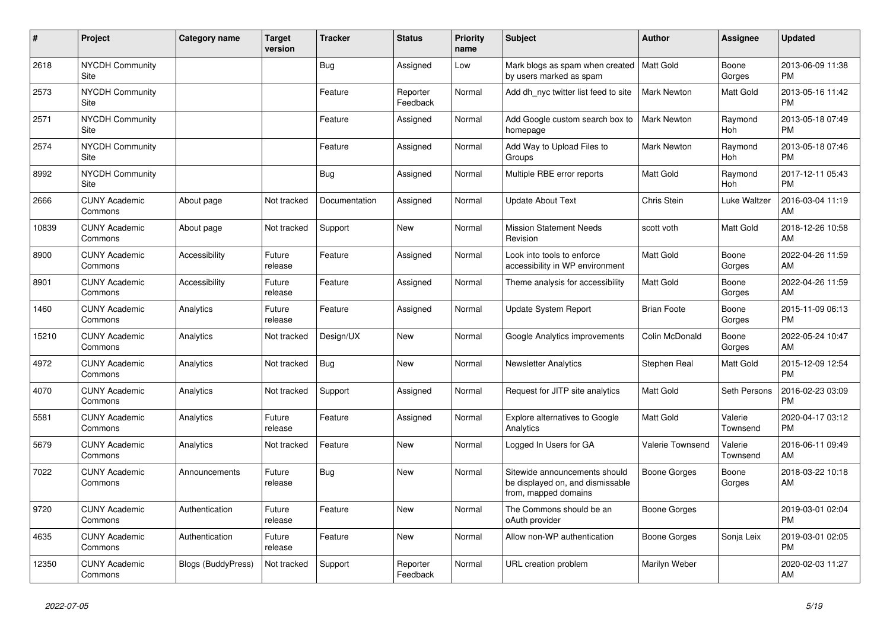| # | Project | Category name | Target version | Tracker | Status | Priority name | Subject | Author | Assignee | Updated |
|---|---|---|---|---|---|---|---|---|---|---|
| 2618 | NYCDH Community Site | | | Bug | Assigned | Low | Mark blogs as spam when created by users marked as spam | Matt Gold | Boone Gorges | 2013-06-09 11:38 PM |
| 2573 | NYCDH Community Site | | | Feature | Reporter Feedback | Normal | Add dh_nyc twitter list feed to site | Mark Newton | Matt Gold | 2013-05-16 11:42 PM |
| 2571 | NYCDH Community Site | | | Feature | Assigned | Normal | Add Google custom search box to homepage | Mark Newton | Raymond Hoh | 2013-05-18 07:49 PM |
| 2574 | NYCDH Community Site | | | Feature | Assigned | Normal | Add Way to Upload Files to Groups | Mark Newton | Raymond Hoh | 2013-05-18 07:46 PM |
| 8992 | NYCDH Community Site | | | Bug | Assigned | Normal | Multiple RBE error reports | Matt Gold | Raymond Hoh | 2017-12-11 05:43 PM |
| 2666 | CUNY Academic Commons | About page | Not tracked | Documentation | Assigned | Normal | Update About Text | Chris Stein | Luke Waltzer | 2016-03-04 11:19 AM |
| 10839 | CUNY Academic Commons | About page | Not tracked | Support | New | Normal | Mission Statement Needs Revision | scott voth | Matt Gold | 2018-12-26 10:58 AM |
| 8900 | CUNY Academic Commons | Accessibility | Future release | Feature | Assigned | Normal | Look into tools to enforce accessibility in WP environment | Matt Gold | Boone Gorges | 2022-04-26 11:59 AM |
| 8901 | CUNY Academic Commons | Accessibility | Future release | Feature | Assigned | Normal | Theme analysis for accessibility | Matt Gold | Boone Gorges | 2022-04-26 11:59 AM |
| 1460 | CUNY Academic Commons | Analytics | Future release | Feature | Assigned | Normal | Update System Report | Brian Foote | Boone Gorges | 2015-11-09 06:13 PM |
| 15210 | CUNY Academic Commons | Analytics | Not tracked | Design/UX | New | Normal | Google Analytics improvements | Colin McDonald | Boone Gorges | 2022-05-24 10:47 AM |
| 4972 | CUNY Academic Commons | Analytics | Not tracked | Bug | New | Normal | Newsletter Analytics | Stephen Real | Matt Gold | 2015-12-09 12:54 PM |
| 4070 | CUNY Academic Commons | Analytics | Not tracked | Support | Assigned | Normal | Request for JITP site analytics | Matt Gold | Seth Persons | 2016-02-23 03:09 PM |
| 5581 | CUNY Academic Commons | Analytics | Future release | Feature | Assigned | Normal | Explore alternatives to Google Analytics | Matt Gold | Valerie Townsend | 2020-04-17 03:12 PM |
| 5679 | CUNY Academic Commons | Analytics | Not tracked | Feature | New | Normal | Logged In Users for GA | Valerie Townsend | Valerie Townsend | 2016-06-11 09:49 AM |
| 7022 | CUNY Academic Commons | Announcements | Future release | Bug | New | Normal | Sitewide announcements should be displayed on, and dismissable from, mapped domains | Boone Gorges | Boone Gorges | 2018-03-22 10:18 AM |
| 9720 | CUNY Academic Commons | Authentication | Future release | Feature | New | Normal | The Commons should be an oAuth provider | Boone Gorges | | 2019-03-01 02:04 PM |
| 4635 | CUNY Academic Commons | Authentication | Future release | Feature | New | Normal | Allow non-WP authentication | Boone Gorges | Sonja Leix | 2019-03-01 02:05 PM |
| 12350 | CUNY Academic Commons | Blogs (BuddyPress) | Not tracked | Support | Reporter Feedback | Normal | URL creation problem | Marilyn Weber | | 2020-02-03 11:27 AM |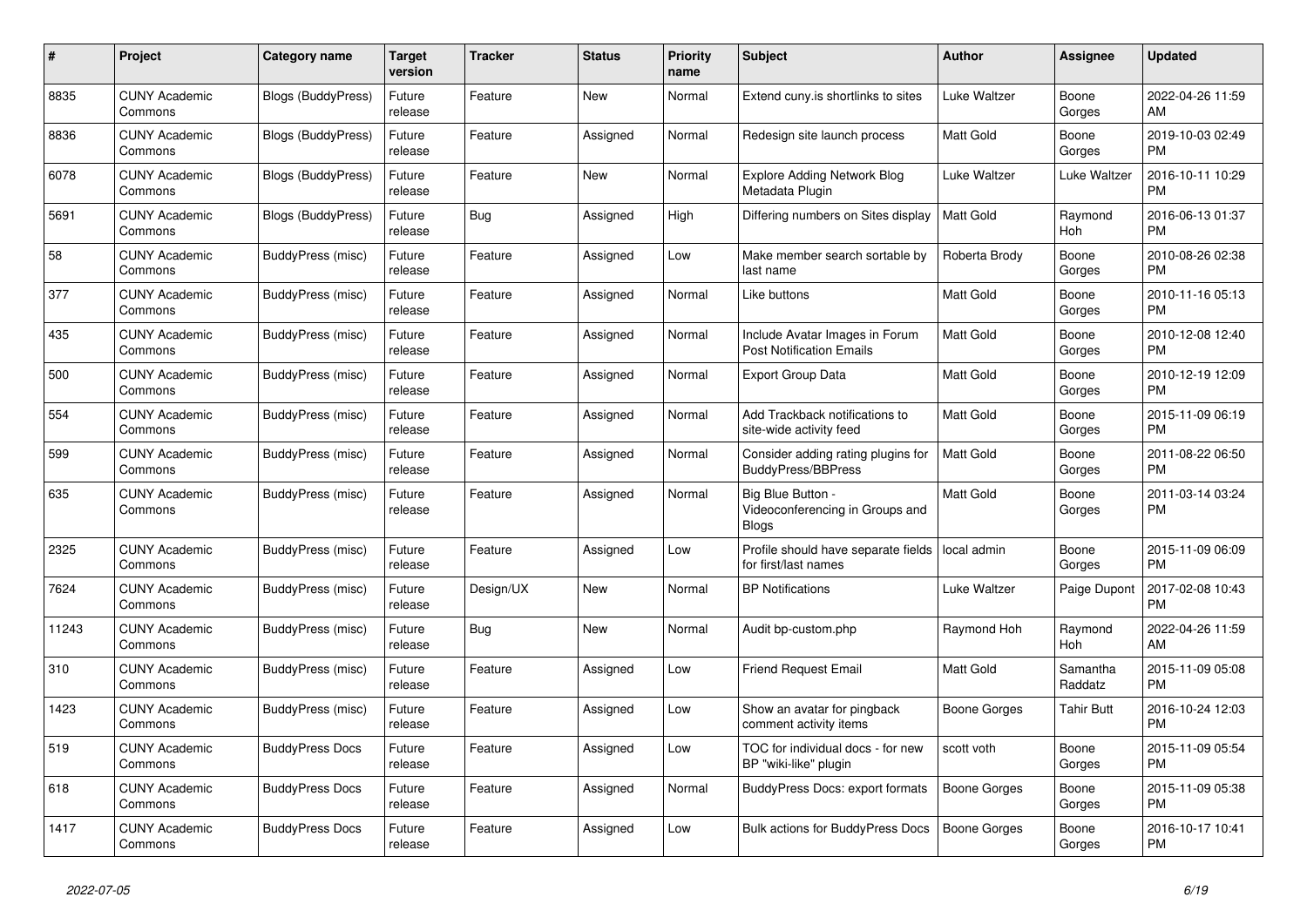| # | Project | Category name | Target version | Tracker | Status | Priority name | Subject | Author | Assignee | Updated |
|---|---|---|---|---|---|---|---|---|---|---|
| 8835 | CUNY Academic Commons | Blogs (BuddyPress) | Future release | Feature | New | Normal | Extend cuny.is shortlinks to sites | Luke Waltzer | Boone Gorges | 2022-04-26 11:59 AM |
| 8836 | CUNY Academic Commons | Blogs (BuddyPress) | Future release | Feature | Assigned | Normal | Redesign site launch process | Matt Gold | Boone Gorges | 2019-10-03 02:49 PM |
| 6078 | CUNY Academic Commons | Blogs (BuddyPress) | Future release | Feature | New | Normal | Explore Adding Network Blog Metadata Plugin | Luke Waltzer | Luke Waltzer | 2016-10-11 10:29 PM |
| 5691 | CUNY Academic Commons | Blogs (BuddyPress) | Future release | Bug | Assigned | High | Differing numbers on Sites display | Matt Gold | Raymond Hoh | 2016-06-13 01:37 PM |
| 58 | CUNY Academic Commons | BuddyPress (misc) | Future release | Feature | Assigned | Low | Make member search sortable by last name | Roberta Brody | Boone Gorges | 2010-08-26 02:38 PM |
| 377 | CUNY Academic Commons | BuddyPress (misc) | Future release | Feature | Assigned | Normal | Like buttons | Matt Gold | Boone Gorges | 2010-11-16 05:13 PM |
| 435 | CUNY Academic Commons | BuddyPress (misc) | Future release | Feature | Assigned | Normal | Include Avatar Images in Forum Post Notification Emails | Matt Gold | Boone Gorges | 2010-12-08 12:40 PM |
| 500 | CUNY Academic Commons | BuddyPress (misc) | Future release | Feature | Assigned | Normal | Export Group Data | Matt Gold | Boone Gorges | 2010-12-19 12:09 PM |
| 554 | CUNY Academic Commons | BuddyPress (misc) | Future release | Feature | Assigned | Normal | Add Trackback notifications to site-wide activity feed | Matt Gold | Boone Gorges | 2015-11-09 06:19 PM |
| 599 | CUNY Academic Commons | BuddyPress (misc) | Future release | Feature | Assigned | Normal | Consider adding rating plugins for BuddyPress/BBPress | Matt Gold | Boone Gorges | 2011-08-22 06:50 PM |
| 635 | CUNY Academic Commons | BuddyPress (misc) | Future release | Feature | Assigned | Normal | Big Blue Button - Videoconferencing in Groups and Blogs | Matt Gold | Boone Gorges | 2011-03-14 03:24 PM |
| 2325 | CUNY Academic Commons | BuddyPress (misc) | Future release | Feature | Assigned | Low | Profile should have separate fields for first/last names | local admin | Boone Gorges | 2015-11-09 06:09 PM |
| 7624 | CUNY Academic Commons | BuddyPress (misc) | Future release | Design/UX | New | Normal | BP Notifications | Luke Waltzer | Paige Dupont | 2017-02-08 10:43 PM |
| 11243 | CUNY Academic Commons | BuddyPress (misc) | Future release | Bug | New | Normal | Audit bp-custom.php | Raymond Hoh | Raymond Hoh | 2022-04-26 11:59 AM |
| 310 | CUNY Academic Commons | BuddyPress (misc) | Future release | Feature | Assigned | Low | Friend Request Email | Matt Gold | Samantha Raddatz | 2015-11-09 05:08 PM |
| 1423 | CUNY Academic Commons | BuddyPress (misc) | Future release | Feature | Assigned | Low | Show an avatar for pingback comment activity items | Boone Gorges | Tahir Butt | 2016-10-24 12:03 PM |
| 519 | CUNY Academic Commons | BuddyPress Docs | Future release | Feature | Assigned | Low | TOC for individual docs - for new BP "wiki-like" plugin | scott voth | Boone Gorges | 2015-11-09 05:54 PM |
| 618 | CUNY Academic Commons | BuddyPress Docs | Future release | Feature | Assigned | Normal | BuddyPress Docs: export formats | Boone Gorges | Boone Gorges | 2015-11-09 05:38 PM |
| 1417 | CUNY Academic Commons | BuddyPress Docs | Future release | Feature | Assigned | Low | Bulk actions for BuddyPress Docs | Boone Gorges | Boone Gorges | 2016-10-17 10:41 PM |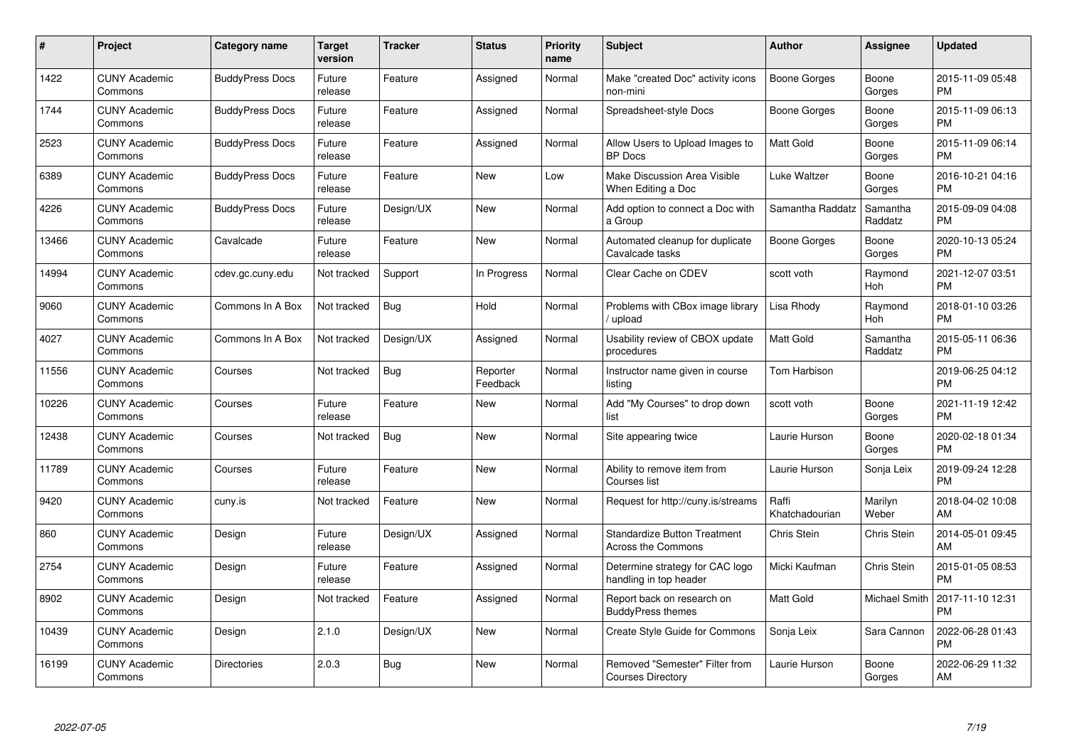| # | Project | Category name | Target version | Tracker | Status | Priority name | Subject | Author | Assignee | Updated |
|---|---|---|---|---|---|---|---|---|---|---|
| 1422 | CUNY Academic Commons | BuddyPress Docs | Future release | Feature | Assigned | Normal | Make "created Doc" activity icons non-mini | Boone Gorges | Boone Gorges | 2015-11-09 05:48 PM |
| 1744 | CUNY Academic Commons | BuddyPress Docs | Future release | Feature | Assigned | Normal | Spreadsheet-style Docs | Boone Gorges | Boone Gorges | 2015-11-09 06:13 PM |
| 2523 | CUNY Academic Commons | BuddyPress Docs | Future release | Feature | Assigned | Normal | Allow Users to Upload Images to BP Docs | Matt Gold | Boone Gorges | 2015-11-09 06:14 PM |
| 6389 | CUNY Academic Commons | BuddyPress Docs | Future release | Feature | New | Low | Make Discussion Area Visible When Editing a Doc | Luke Waltzer | Boone Gorges | 2016-10-21 04:16 PM |
| 4226 | CUNY Academic Commons | BuddyPress Docs | Future release | Design/UX | New | Normal | Add option to connect a Doc with a Group | Samantha Raddatz | Samantha Raddatz | 2015-09-09 04:08 PM |
| 13466 | CUNY Academic Commons | Cavalcade | Future release | Feature | New | Normal | Automated cleanup for duplicate Cavalcade tasks | Boone Gorges | Boone Gorges | 2020-10-13 05:24 PM |
| 14994 | CUNY Academic Commons | cdev.gc.cuny.edu | Not tracked | Support | In Progress | Normal | Clear Cache on CDEV | scott voth | Raymond Hoh | 2021-12-07 03:51 PM |
| 9060 | CUNY Academic Commons | Commons In A Box | Not tracked | Bug | Hold | Normal | Problems with CBox image library / upload | Lisa Rhody | Raymond Hoh | 2018-01-10 03:26 PM |
| 4027 | CUNY Academic Commons | Commons In A Box | Not tracked | Design/UX | Assigned | Normal | Usability review of CBOX update procedures | Matt Gold | Samantha Raddatz | 2015-05-11 06:36 PM |
| 11556 | CUNY Academic Commons | Courses | Not tracked | Bug | Reporter Feedback | Normal | Instructor name given in course listing | Tom Harbison | | 2019-06-25 04:12 PM |
| 10226 | CUNY Academic Commons | Courses | Future release | Feature | New | Normal | Add "My Courses" to drop down list | scott voth | Boone Gorges | 2021-11-19 12:42 PM |
| 12438 | CUNY Academic Commons | Courses | Not tracked | Bug | New | Normal | Site appearing twice | Laurie Hurson | Boone Gorges | 2020-02-18 01:34 PM |
| 11789 | CUNY Academic Commons | Courses | Future release | Feature | New | Normal | Ability to remove item from Courses list | Laurie Hurson | Sonja Leix | 2019-09-24 12:28 PM |
| 9420 | CUNY Academic Commons | cuny.is | Not tracked | Feature | New | Normal | Request for http://cuny.is/streams | Raffi Khatchadourian | Marilyn Weber | 2018-04-02 10:08 AM |
| 860 | CUNY Academic Commons | Design | Future release | Design/UX | Assigned | Normal | Standardize Button Treatment Across the Commons | Chris Stein | Chris Stein | 2014-05-01 09:45 AM |
| 2754 | CUNY Academic Commons | Design | Future release | Feature | Assigned | Normal | Determine strategy for CAC logo handling in top header | Micki Kaufman | Chris Stein | 2015-01-05 08:53 PM |
| 8902 | CUNY Academic Commons | Design | Not tracked | Feature | Assigned | Normal | Report back on research on BuddyPress themes | Matt Gold | Michael Smith | 2017-11-10 12:31 PM |
| 10439 | CUNY Academic Commons | Design | 2.1.0 | Design/UX | New | Normal | Create Style Guide for Commons | Sonja Leix | Sara Cannon | 2022-06-28 01:43 PM |
| 16199 | CUNY Academic Commons | Directories | 2.0.3 | Bug | New | Normal | Removed "Semester" Filter from Courses Directory | Laurie Hurson | Boone Gorges | 2022-06-29 11:32 AM |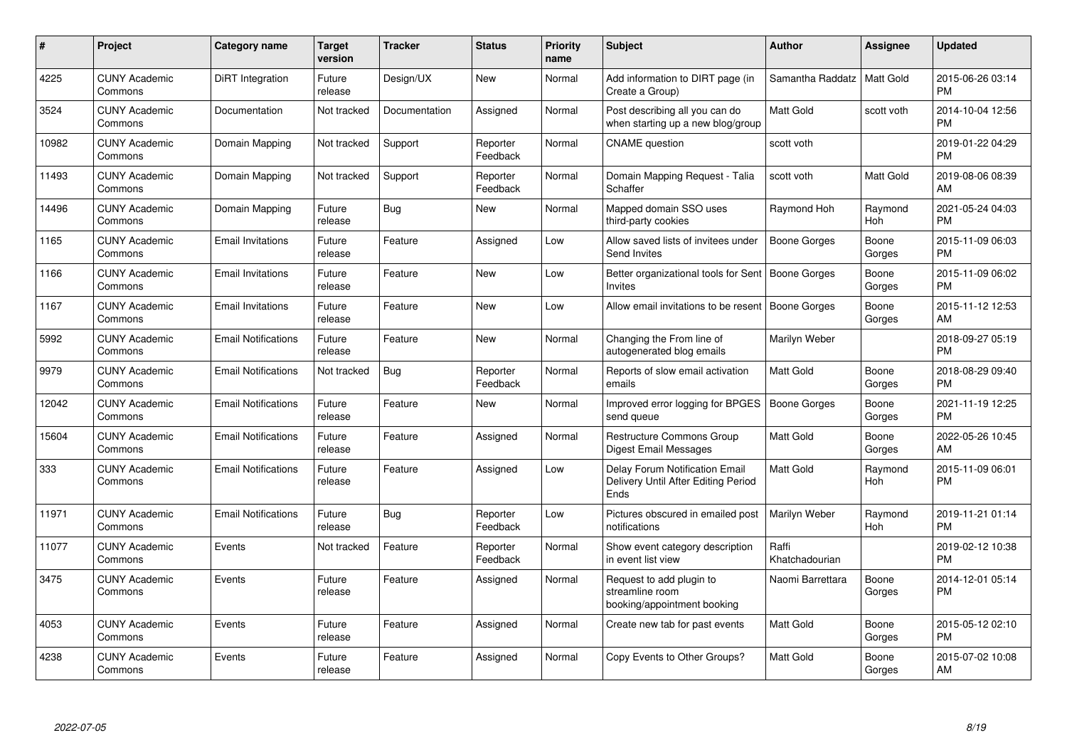| # | Project | Category name | Target version | Tracker | Status | Priority name | Subject | Author | Assignee | Updated |
|---|---|---|---|---|---|---|---|---|---|---|
| 4225 | CUNY Academic Commons | DiRT Integration | Future release | Design/UX | New | Normal | Add information to DIRT page (in Create a Group) | Samantha Raddatz | Matt Gold | 2015-06-26 03:14 PM |
| 3524 | CUNY Academic Commons | Documentation | Not tracked | Documentation | Assigned | Normal | Post describing all you can do when starting up a new blog/group | Matt Gold | scott voth | 2014-10-04 12:56 PM |
| 10982 | CUNY Academic Commons | Domain Mapping | Not tracked | Support | Reporter Feedback | Normal | CNAME question | scott voth | | 2019-01-22 04:29 PM |
| 11493 | CUNY Academic Commons | Domain Mapping | Not tracked | Support | Reporter Feedback | Normal | Domain Mapping Request - Talia Schaffer | scott voth | Matt Gold | 2019-08-06 08:39 AM |
| 14496 | CUNY Academic Commons | Domain Mapping | Future release | Bug | New | Normal | Mapped domain SSO uses third-party cookies | Raymond Hoh | Raymond Hoh | 2021-05-24 04:03 PM |
| 1165 | CUNY Academic Commons | Email Invitations | Future release | Feature | Assigned | Low | Allow saved lists of invitees under Send Invites | Boone Gorges | Boone Gorges | 2015-11-09 06:03 PM |
| 1166 | CUNY Academic Commons | Email Invitations | Future release | Feature | New | Low | Better organizational tools for Sent Invites | Boone Gorges | Boone Gorges | 2015-11-09 06:02 PM |
| 1167 | CUNY Academic Commons | Email Invitations | Future release | Feature | New | Low | Allow email invitations to be resent | Boone Gorges | Boone Gorges | 2015-11-12 12:53 AM |
| 5992 | CUNY Academic Commons | Email Notifications | Future release | Feature | New | Normal | Changing the From line of autogenerated blog emails | Marilyn Weber | | 2018-09-27 05:19 PM |
| 9979 | CUNY Academic Commons | Email Notifications | Not tracked | Bug | Reporter Feedback | Normal | Reports of slow email activation emails | Matt Gold | Boone Gorges | 2018-08-29 09:40 PM |
| 12042 | CUNY Academic Commons | Email Notifications | Future release | Feature | New | Normal | Improved error logging for BPGES send queue | Boone Gorges | Boone Gorges | 2021-11-19 12:25 PM |
| 15604 | CUNY Academic Commons | Email Notifications | Future release | Feature | Assigned | Normal | Restructure Commons Group Digest Email Messages | Matt Gold | Boone Gorges | 2022-05-26 10:45 AM |
| 333 | CUNY Academic Commons | Email Notifications | Future release | Feature | Assigned | Low | Delay Forum Notification Email Delivery Until After Editing Period Ends | Matt Gold | Raymond Hoh | 2015-11-09 06:01 PM |
| 11971 | CUNY Academic Commons | Email Notifications | Future release | Bug | Reporter Feedback | Low | Pictures obscured in emailed post notifications | Marilyn Weber | Raymond Hoh | 2019-11-21 01:14 PM |
| 11077 | CUNY Academic Commons | Events | Not tracked | Feature | Reporter Feedback | Normal | Show event category description in event list view | Raffi Khatchadourian | | 2019-02-12 10:38 PM |
| 3475 | CUNY Academic Commons | Events | Future release | Feature | Assigned | Normal | Request to add plugin to streamline room booking/appointment booking | Naomi Barrettara | Boone Gorges | 2014-12-01 05:14 PM |
| 4053 | CUNY Academic Commons | Events | Future release | Feature | Assigned | Normal | Create new tab for past events | Matt Gold | Boone Gorges | 2015-05-12 02:10 PM |
| 4238 | CUNY Academic Commons | Events | Future release | Feature | Assigned | Normal | Copy Events to Other Groups? | Matt Gold | Boone Gorges | 2015-07-02 10:08 AM |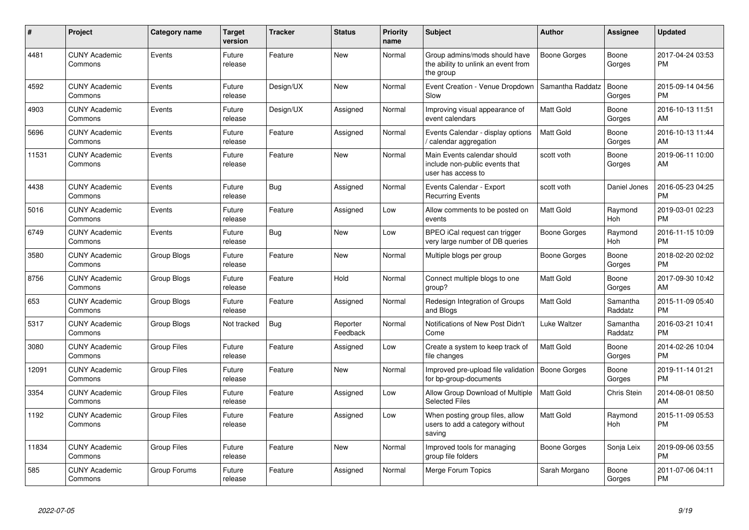| # | Project | Category name | Target version | Tracker | Status | Priority name | Subject | Author | Assignee | Updated |
|---|---|---|---|---|---|---|---|---|---|---|
| 4481 | CUNY Academic Commons | Events | Future release | Feature | New | Normal | Group admins/mods should have the ability to unlink an event from the group | Boone Gorges | Boone Gorges | 2017-04-24 03:53 PM |
| 4592 | CUNY Academic Commons | Events | Future release | Design/UX | New | Normal | Event Creation - Venue Dropdown Slow | Samantha Raddatz | Boone Gorges | 2015-09-14 04:56 PM |
| 4903 | CUNY Academic Commons | Events | Future release | Design/UX | Assigned | Normal | Improving visual appearance of event calendars | Matt Gold | Boone Gorges | 2016-10-13 11:51 AM |
| 5696 | CUNY Academic Commons | Events | Future release | Feature | Assigned | Normal | Events Calendar - display options / calendar aggregation | Matt Gold | Boone Gorges | 2016-10-13 11:44 AM |
| 11531 | CUNY Academic Commons | Events | Future release | Feature | New | Normal | Main Events calendar should include non-public events that user has access to | scott voth | Boone Gorges | 2019-06-11 10:00 AM |
| 4438 | CUNY Academic Commons | Events | Future release | Bug | Assigned | Normal | Events Calendar - Export Recurring Events | scott voth | Daniel Jones | 2016-05-23 04:25 PM |
| 5016 | CUNY Academic Commons | Events | Future release | Feature | Assigned | Low | Allow comments to be posted on events | Matt Gold | Raymond Hoh | 2019-03-01 02:23 PM |
| 6749 | CUNY Academic Commons | Events | Future release | Bug | New | Low | BPEO iCal request can trigger very large number of DB queries | Boone Gorges | Raymond Hoh | 2016-11-15 10:09 PM |
| 3580 | CUNY Academic Commons | Group Blogs | Future release | Feature | New | Normal | Multiple blogs per group | Boone Gorges | Boone Gorges | 2018-02-20 02:02 PM |
| 8756 | CUNY Academic Commons | Group Blogs | Future release | Feature | Hold | Normal | Connect multiple blogs to one group? | Matt Gold | Boone Gorges | 2017-09-30 10:42 AM |
| 653 | CUNY Academic Commons | Group Blogs | Future release | Feature | Assigned | Normal | Redesign Integration of Groups and Blogs | Matt Gold | Samantha Raddatz | 2015-11-09 05:40 PM |
| 5317 | CUNY Academic Commons | Group Blogs | Not tracked | Bug | Reporter Feedback | Normal | Notifications of New Post Didn't Come | Luke Waltzer | Samantha Raddatz | 2016-03-21 10:41 PM |
| 3080 | CUNY Academic Commons | Group Files | Future release | Feature | Assigned | Low | Create a system to keep track of file changes | Matt Gold | Boone Gorges | 2014-02-26 10:04 PM |
| 12091 | CUNY Academic Commons | Group Files | Future release | Feature | New | Normal | Improved pre-upload file validation for bp-group-documents | Boone Gorges | Boone Gorges | 2019-11-14 01:21 PM |
| 3354 | CUNY Academic Commons | Group Files | Future release | Feature | Assigned | Low | Allow Group Download of Multiple Selected Files | Matt Gold | Chris Stein | 2014-08-01 08:50 AM |
| 1192 | CUNY Academic Commons | Group Files | Future release | Feature | Assigned | Low | When posting group files, allow users to add a category without saving | Matt Gold | Raymond Hoh | 2015-11-09 05:53 PM |
| 11834 | CUNY Academic Commons | Group Files | Future release | Feature | New | Normal | Improved tools for managing group file folders | Boone Gorges | Sonja Leix | 2019-09-06 03:55 PM |
| 585 | CUNY Academic Commons | Group Forums | Future release | Feature | Assigned | Normal | Merge Forum Topics | Sarah Morgano | Boone Gorges | 2011-07-06 04:11 PM |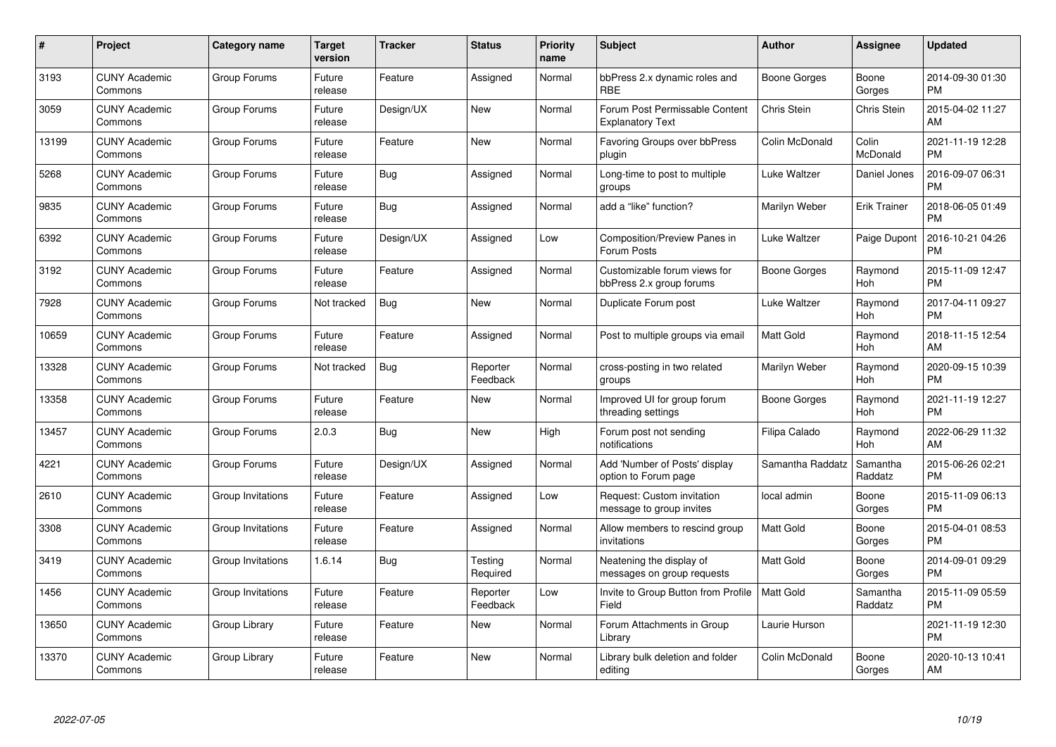| # | Project | Category name | Target version | Tracker | Status | Priority name | Subject | Author | Assignee | Updated |
|---|---|---|---|---|---|---|---|---|---|---|
| 3193 | CUNY Academic Commons | Group Forums | Future release | Feature | Assigned | Normal | bbPress 2.x dynamic roles and RBE | Boone Gorges | Boone Gorges | 2014-09-30 01:30 PM |
| 3059 | CUNY Academic Commons | Group Forums | Future release | Design/UX | New | Normal | Forum Post Permissable Content Explanatory Text | Chris Stein | Chris Stein | 2015-04-02 11:27 AM |
| 13199 | CUNY Academic Commons | Group Forums | Future release | Feature | New | Normal | Favoring Groups over bbPress plugin | Colin McDonald | Colin McDonald | 2021-11-19 12:28 PM |
| 5268 | CUNY Academic Commons | Group Forums | Future release | Bug | Assigned | Normal | Long-time to post to multiple groups | Luke Waltzer | Daniel Jones | 2016-09-07 06:31 PM |
| 9835 | CUNY Academic Commons | Group Forums | Future release | Bug | Assigned | Normal | add a "like" function? | Marilyn Weber | Erik Trainer | 2018-06-05 01:49 PM |
| 6392 | CUNY Academic Commons | Group Forums | Future release | Design/UX | Assigned | Low | Composition/Preview Panes in Forum Posts | Luke Waltzer | Paige Dupont | 2016-10-21 04:26 PM |
| 3192 | CUNY Academic Commons | Group Forums | Future release | Feature | Assigned | Normal | Customizable forum views for bbPress 2.x group forums | Boone Gorges | Raymond Hoh | 2015-11-09 12:47 PM |
| 7928 | CUNY Academic Commons | Group Forums | Not tracked | Bug | New | Normal | Duplicate Forum post | Luke Waltzer | Raymond Hoh | 2017-04-11 09:27 PM |
| 10659 | CUNY Academic Commons | Group Forums | Future release | Feature | Assigned | Normal | Post to multiple groups via email | Matt Gold | Raymond Hoh | 2018-11-15 12:54 AM |
| 13328 | CUNY Academic Commons | Group Forums | Not tracked | Bug | Reporter Feedback | Normal | cross-posting in two related groups | Marilyn Weber | Raymond Hoh | 2020-09-15 10:39 PM |
| 13358 | CUNY Academic Commons | Group Forums | Future release | Feature | New | Normal | Improved UI for group forum threading settings | Boone Gorges | Raymond Hoh | 2021-11-19 12:27 PM |
| 13457 | CUNY Academic Commons | Group Forums | 2.0.3 | Bug | New | High | Forum post not sending notifications | Filipa Calado | Raymond Hoh | 2022-06-29 11:32 AM |
| 4221 | CUNY Academic Commons | Group Forums | Future release | Design/UX | Assigned | Normal | Add 'Number of Posts' display option to Forum page | Samantha Raddatz | Samantha Raddatz | 2015-06-26 02:21 PM |
| 2610 | CUNY Academic Commons | Group Invitations | Future release | Feature | Assigned | Low | Request: Custom invitation message to group invites | local admin | Boone Gorges | 2015-11-09 06:13 PM |
| 3308 | CUNY Academic Commons | Group Invitations | Future release | Feature | Assigned | Normal | Allow members to rescind group invitations | Matt Gold | Boone Gorges | 2015-04-01 08:53 PM |
| 3419 | CUNY Academic Commons | Group Invitations | 1.6.14 | Bug | Testing Required | Normal | Neatening the display of messages on group requests | Matt Gold | Boone Gorges | 2014-09-01 09:29 PM |
| 1456 | CUNY Academic Commons | Group Invitations | Future release | Feature | Reporter Feedback | Low | Invite to Group Button from Profile Field | Matt Gold | Samantha Raddatz | 2015-11-09 05:59 PM |
| 13650 | CUNY Academic Commons | Group Library | Future release | Feature | New | Normal | Forum Attachments in Group Library | Laurie Hurson | | 2021-11-19 12:30 PM |
| 13370 | CUNY Academic Commons | Group Library | Future release | Feature | New | Normal | Library bulk deletion and folder editing | Colin McDonald | Boone Gorges | 2020-10-13 10:41 AM |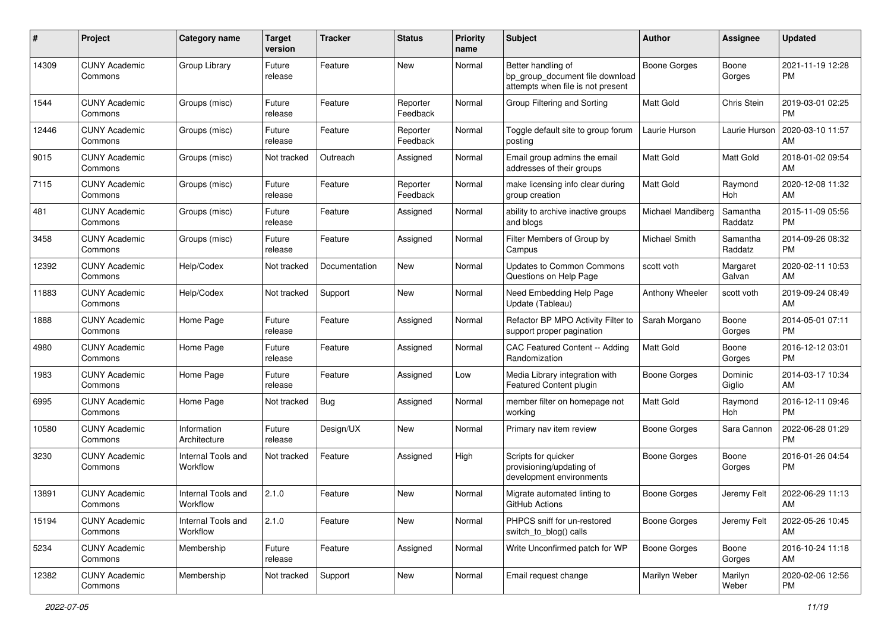| # | Project | Category name | Target version | Tracker | Status | Priority name | Subject | Author | Assignee | Updated |
|---|---|---|---|---|---|---|---|---|---|---|
| 14309 | CUNY Academic Commons | Group Library | Future release | Feature | New | Normal | Better handling of bp_group_document file download attempts when file is not present | Boone Gorges | Boone Gorges | 2021-11-19 12:28 PM |
| 1544 | CUNY Academic Commons | Groups (misc) | Future release | Feature | Reporter Feedback | Normal | Group Filtering and Sorting | Matt Gold | Chris Stein | 2019-03-01 02:25 PM |
| 12446 | CUNY Academic Commons | Groups (misc) | Future release | Feature | Reporter Feedback | Normal | Toggle default site to group forum posting | Laurie Hurson | Laurie Hurson | 2020-03-10 11:57 AM |
| 9015 | CUNY Academic Commons | Groups (misc) | Not tracked | Outreach | Assigned | Normal | Email group admins the email addresses of their groups | Matt Gold | Matt Gold | 2018-01-02 09:54 AM |
| 7115 | CUNY Academic Commons | Groups (misc) | Future release | Feature | Reporter Feedback | Normal | make licensing info clear during group creation | Matt Gold | Raymond Hoh | 2020-12-08 11:32 AM |
| 481 | CUNY Academic Commons | Groups (misc) | Future release | Feature | Assigned | Normal | ability to archive inactive groups and blogs | Michael Mandiberg | Samantha Raddatz | 2015-11-09 05:56 PM |
| 3458 | CUNY Academic Commons | Groups (misc) | Future release | Feature | Assigned | Normal | Filter Members of Group by Campus | Michael Smith | Samantha Raddatz | 2014-09-26 08:32 PM |
| 12392 | CUNY Academic Commons | Help/Codex | Not tracked | Documentation | New | Normal | Updates to Common Commons Questions on Help Page | scott voth | Margaret Galvan | 2020-02-11 10:53 AM |
| 11883 | CUNY Academic Commons | Help/Codex | Not tracked | Support | New | Normal | Need Embedding Help Page Update (Tableau) | Anthony Wheeler | scott voth | 2019-09-24 08:49 AM |
| 1888 | CUNY Academic Commons | Home Page | Future release | Feature | Assigned | Normal | Refactor BP MPO Activity Filter to support proper pagination | Sarah Morgano | Boone Gorges | 2014-05-01 07:11 PM |
| 4980 | CUNY Academic Commons | Home Page | Future release | Feature | Assigned | Normal | CAC Featured Content -- Adding Randomization | Matt Gold | Boone Gorges | 2016-12-12 03:01 PM |
| 1983 | CUNY Academic Commons | Home Page | Future release | Feature | Assigned | Low | Media Library integration with Featured Content plugin | Boone Gorges | Dominic Giglio | 2014-03-17 10:34 AM |
| 6995 | CUNY Academic Commons | Home Page | Not tracked | Bug | Assigned | Normal | member filter on homepage not working | Matt Gold | Raymond Hoh | 2016-12-11 09:46 PM |
| 10580 | CUNY Academic Commons | Information Architecture | Future release | Design/UX | New | Normal | Primary nav item review | Boone Gorges | Sara Cannon | 2022-06-28 01:29 PM |
| 3230 | CUNY Academic Commons | Internal Tools and Workflow | Not tracked | Feature | Assigned | High | Scripts for quicker provisioning/updating of development environments | Boone Gorges | Boone Gorges | 2016-01-26 04:54 PM |
| 13891 | CUNY Academic Commons | Internal Tools and Workflow | 2.1.0 | Feature | New | Normal | Migrate automated linting to GitHub Actions | Boone Gorges | Jeremy Felt | 2022-06-29 11:13 AM |
| 15194 | CUNY Academic Commons | Internal Tools and Workflow | 2.1.0 | Feature | New | Normal | PHPCS sniff for un-restored switch_to_blog() calls | Boone Gorges | Jeremy Felt | 2022-05-26 10:45 AM |
| 5234 | CUNY Academic Commons | Membership | Future release | Feature | Assigned | Normal | Write Unconfirmed patch for WP | Boone Gorges | Boone Gorges | 2016-10-24 11:18 AM |
| 12382 | CUNY Academic Commons | Membership | Not tracked | Support | New | Normal | Email request change | Marilyn Weber | Marilyn Weber | 2020-02-06 12:56 PM |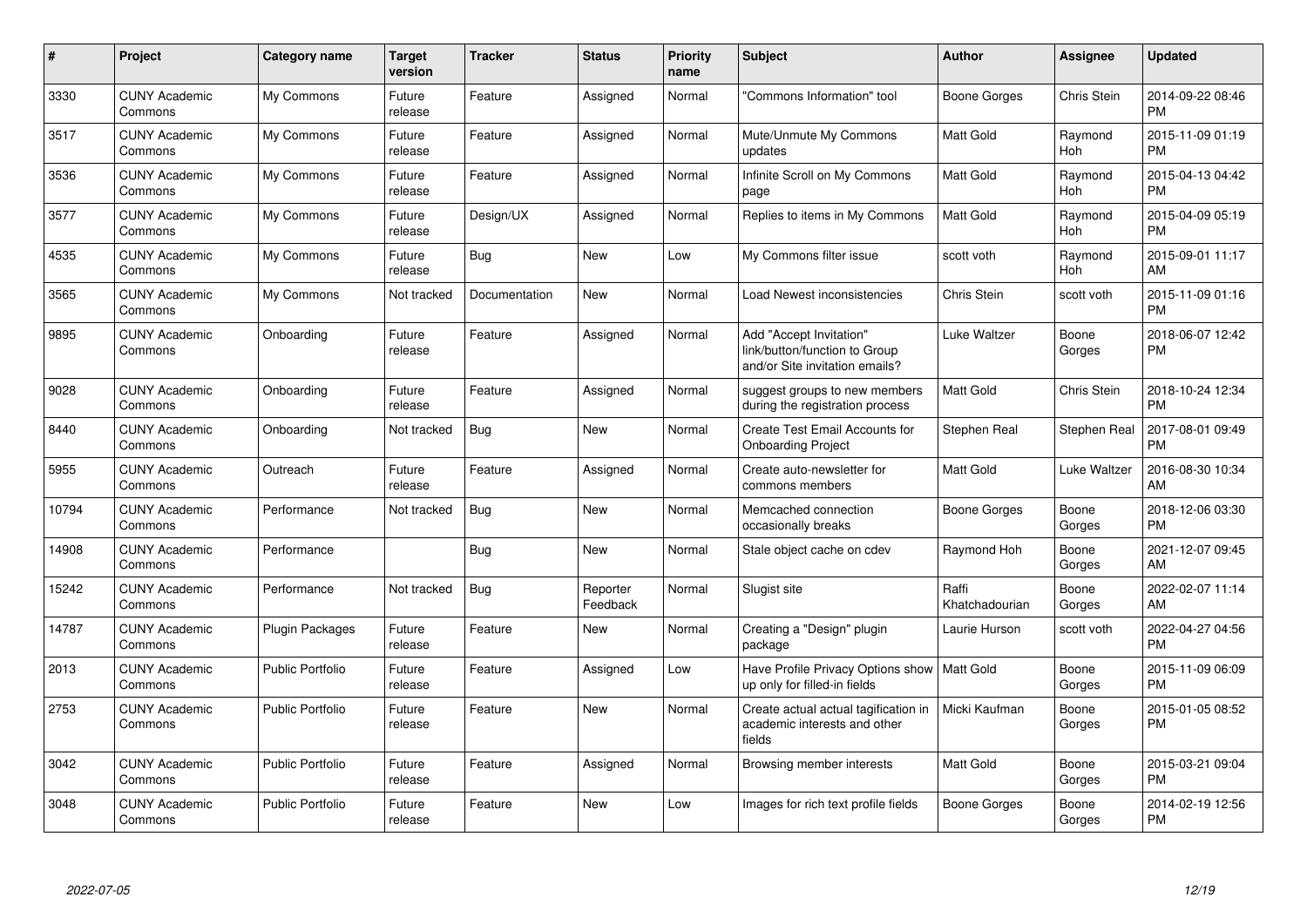| # | Project | Category name | Target version | Tracker | Status | Priority name | Subject | Author | Assignee | Updated |
|---|---|---|---|---|---|---|---|---|---|---|
| 3330 | CUNY Academic Commons | My Commons | Future release | Feature | Assigned | Normal | "Commons Information" tool | Boone Gorges | Chris Stein | 2014-09-22 08:46 PM |
| 3517 | CUNY Academic Commons | My Commons | Future release | Feature | Assigned | Normal | Mute/Unmute My Commons updates | Matt Gold | Raymond Hoh | 2015-11-09 01:19 PM |
| 3536 | CUNY Academic Commons | My Commons | Future release | Feature | Assigned | Normal | Infinite Scroll on My Commons page | Matt Gold | Raymond Hoh | 2015-04-13 04:42 PM |
| 3577 | CUNY Academic Commons | My Commons | Future release | Design/UX | Assigned | Normal | Replies to items in My Commons | Matt Gold | Raymond Hoh | 2015-04-09 05:19 PM |
| 4535 | CUNY Academic Commons | My Commons | Future release | Bug | New | Low | My Commons filter issue | scott voth | Raymond Hoh | 2015-09-01 11:17 AM |
| 3565 | CUNY Academic Commons | My Commons | Not tracked | Documentation | New | Normal | Load Newest inconsistencies | Chris Stein | scott voth | 2015-11-09 01:16 PM |
| 9895 | CUNY Academic Commons | Onboarding | Future release | Feature | Assigned | Normal | Add "Accept Invitation" link/button/function to Group and/or Site invitation emails? | Luke Waltzer | Boone Gorges | 2018-06-07 12:42 PM |
| 9028 | CUNY Academic Commons | Onboarding | Future release | Feature | Assigned | Normal | suggest groups to new members during the registration process | Matt Gold | Chris Stein | 2018-10-24 12:34 PM |
| 8440 | CUNY Academic Commons | Onboarding | Not tracked | Bug | New | Normal | Create Test Email Accounts for Onboarding Project | Stephen Real | Stephen Real | 2017-08-01 09:49 PM |
| 5955 | CUNY Academic Commons | Outreach | Future release | Feature | Assigned | Normal | Create auto-newsletter for commons members | Matt Gold | Luke Waltzer | 2016-08-30 10:34 AM |
| 10794 | CUNY Academic Commons | Performance | Not tracked | Bug | New | Normal | Memcached connection occasionally breaks | Boone Gorges | Boone Gorges | 2018-12-06 03:30 PM |
| 14908 | CUNY Academic Commons | Performance | | Bug | New | Normal | Stale object cache on cdev | Raymond Hoh | Boone Gorges | 2021-12-07 09:45 AM |
| 15242 | CUNY Academic Commons | Performance | Not tracked | Bug | Reporter Feedback | Normal | Slugist site | Raffi Khatchadourian | Boone Gorges | 2022-02-07 11:14 AM |
| 14787 | CUNY Academic Commons | Plugin Packages | Future release | Feature | New | Normal | Creating a "Design" plugin package | Laurie Hurson | scott voth | 2022-04-27 04:56 PM |
| 2013 | CUNY Academic Commons | Public Portfolio | Future release | Feature | Assigned | Low | Have Profile Privacy Options show up only for filled-in fields | Matt Gold | Boone Gorges | 2015-11-09 06:09 PM |
| 2753 | CUNY Academic Commons | Public Portfolio | Future release | Feature | New | Normal | Create actual actual tagification in academic interests and other fields | Micki Kaufman | Boone Gorges | 2015-01-05 08:52 PM |
| 3042 | CUNY Academic Commons | Public Portfolio | Future release | Feature | Assigned | Normal | Browsing member interests | Matt Gold | Boone Gorges | 2015-03-21 09:04 PM |
| 3048 | CUNY Academic Commons | Public Portfolio | Future release | Feature | New | Low | Images for rich text profile fields | Boone Gorges | Boone Gorges | 2014-02-19 12:56 PM |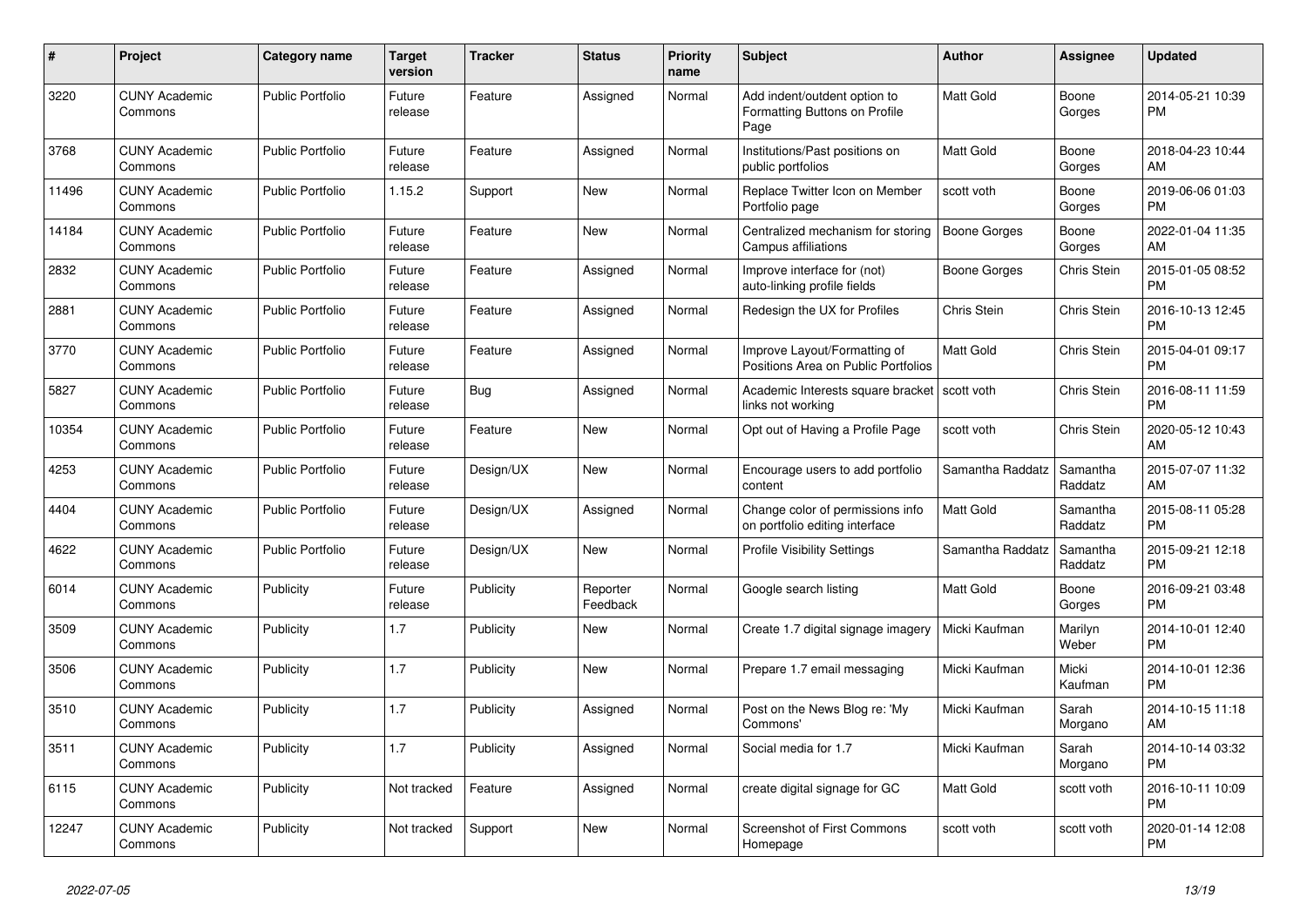| # | Project | Category name | Target version | Tracker | Status | Priority name | Subject | Author | Assignee | Updated |
|---|---|---|---|---|---|---|---|---|---|---|
| 3220 | CUNY Academic Commons | Public Portfolio | Future release | Feature | Assigned | Normal | Add indent/outdent option to Formatting Buttons on Profile Page | Matt Gold | Boone Gorges | 2014-05-21 10:39 PM |
| 3768 | CUNY Academic Commons | Public Portfolio | Future release | Feature | Assigned | Normal | Institutions/Past positions on public portfolios | Matt Gold | Boone Gorges | 2018-04-23 10:44 AM |
| 11496 | CUNY Academic Commons | Public Portfolio | 1.15.2 | Support | New | Normal | Replace Twitter Icon on Member Portfolio page | scott voth | Boone Gorges | 2019-06-06 01:03 PM |
| 14184 | CUNY Academic Commons | Public Portfolio | Future release | Feature | New | Normal | Centralized mechanism for storing Campus affiliations | Boone Gorges | Boone Gorges | 2022-01-04 11:35 AM |
| 2832 | CUNY Academic Commons | Public Portfolio | Future release | Feature | Assigned | Normal | Improve interface for (not) auto-linking profile fields | Boone Gorges | Chris Stein | 2015-01-05 08:52 PM |
| 2881 | CUNY Academic Commons | Public Portfolio | Future release | Feature | Assigned | Normal | Redesign the UX for Profiles | Chris Stein | Chris Stein | 2016-10-13 12:45 PM |
| 3770 | CUNY Academic Commons | Public Portfolio | Future release | Feature | Assigned | Normal | Improve Layout/Formatting of Positions Area on Public Portfolios | Matt Gold | Chris Stein | 2015-04-01 09:17 PM |
| 5827 | CUNY Academic Commons | Public Portfolio | Future release | Bug | Assigned | Normal | Academic Interests square bracket links not working | scott voth | Chris Stein | 2016-08-11 11:59 PM |
| 10354 | CUNY Academic Commons | Public Portfolio | Future release | Feature | New | Normal | Opt out of Having a Profile Page | scott voth | Chris Stein | 2020-05-12 10:43 AM |
| 4253 | CUNY Academic Commons | Public Portfolio | Future release | Design/UX | New | Normal | Encourage users to add portfolio content | Samantha Raddatz | Samantha Raddatz | 2015-07-07 11:32 AM |
| 4404 | CUNY Academic Commons | Public Portfolio | Future release | Design/UX | Assigned | Normal | Change color of permissions info on portfolio editing interface | Matt Gold | Samantha Raddatz | 2015-08-11 05:28 PM |
| 4622 | CUNY Academic Commons | Public Portfolio | Future release | Design/UX | New | Normal | Profile Visibility Settings | Samantha Raddatz | Samantha Raddatz | 2015-09-21 12:18 PM |
| 6014 | CUNY Academic Commons | Publicity | Future release | Publicity | Reporter Feedback | Normal | Google search listing | Matt Gold | Boone Gorges | 2016-09-21 03:48 PM |
| 3509 | CUNY Academic Commons | Publicity | 1.7 | Publicity | New | Normal | Create 1.7 digital signage imagery | Micki Kaufman | Marilyn Weber | 2014-10-01 12:40 PM |
| 3506 | CUNY Academic Commons | Publicity | 1.7 | Publicity | New | Normal | Prepare 1.7 email messaging | Micki Kaufman | Micki Kaufman | 2014-10-01 12:36 PM |
| 3510 | CUNY Academic Commons | Publicity | 1.7 | Publicity | Assigned | Normal | Post on the News Blog re: 'My Commons' | Micki Kaufman | Sarah Morgano | 2014-10-15 11:18 AM |
| 3511 | CUNY Academic Commons | Publicity | 1.7 | Publicity | Assigned | Normal | Social media for 1.7 | Micki Kaufman | Sarah Morgano | 2014-10-14 03:32 PM |
| 6115 | CUNY Academic Commons | Publicity | Not tracked | Feature | Assigned | Normal | create digital signage for GC | Matt Gold | scott voth | 2016-10-11 10:09 PM |
| 12247 | CUNY Academic Commons | Publicity | Not tracked | Support | New | Normal | Screenshot of First Commons Homepage | scott voth | scott voth | 2020-01-14 12:08 PM |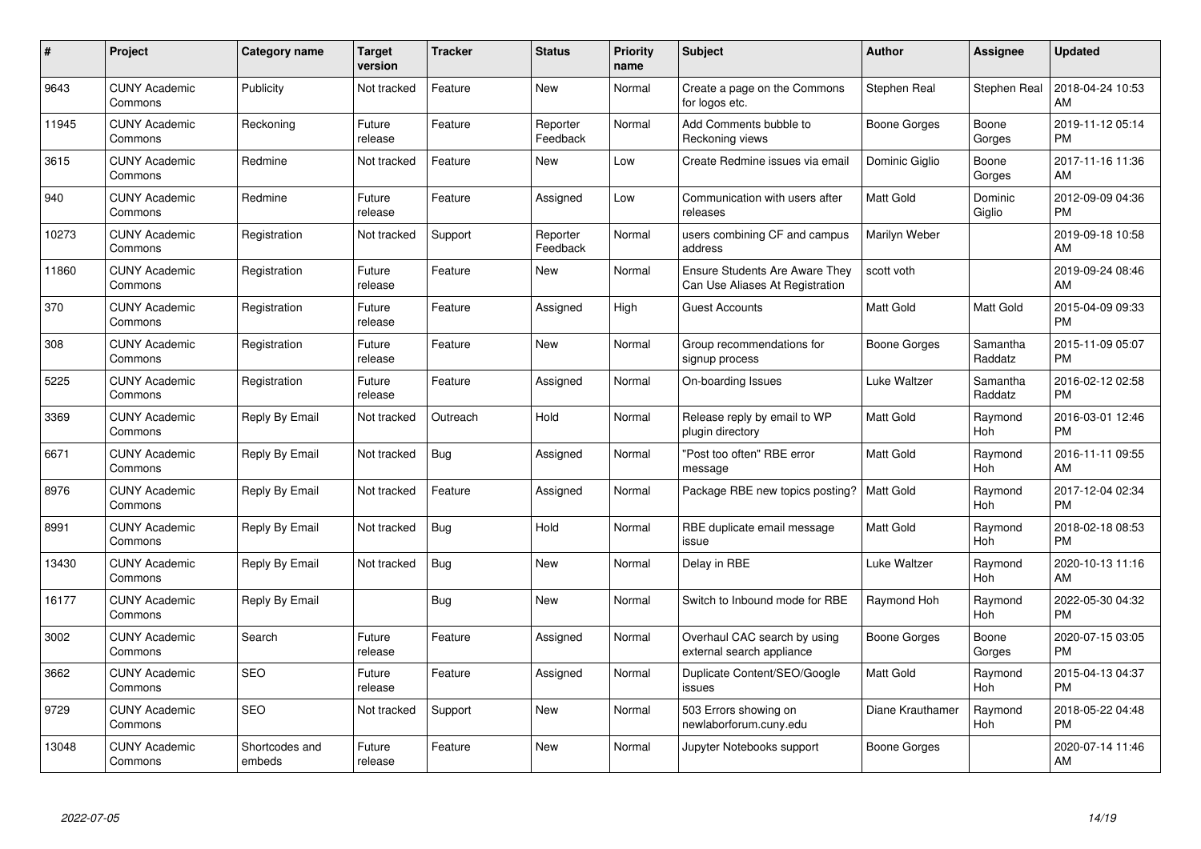| # | Project | Category name | Target version | Tracker | Status | Priority name | Subject | Author | Assignee | Updated |
|---|---|---|---|---|---|---|---|---|---|---|
| 9643 | CUNY Academic Commons | Publicity | Not tracked | Feature | New | Normal | Create a page on the Commons for logos etc. | Stephen Real | Stephen Real | 2018-04-24 10:53 AM |
| 11945 | CUNY Academic Commons | Reckoning | Future release | Feature | Reporter Feedback | Normal | Add Comments bubble to Reckoning views | Boone Gorges | Boone Gorges | 2019-11-12 05:14 PM |
| 3615 | CUNY Academic Commons | Redmine | Not tracked | Feature | New | Low | Create Redmine issues via email | Dominic Giglio | Boone Gorges | 2017-11-16 11:36 AM |
| 940 | CUNY Academic Commons | Redmine | Future release | Feature | Assigned | Low | Communication with users after releases | Matt Gold | Dominic Giglio | 2012-09-09 04:36 PM |
| 10273 | CUNY Academic Commons | Registration | Not tracked | Support | Reporter Feedback | Normal | users combining CF and campus address | Marilyn Weber | | 2019-09-18 10:58 AM |
| 11860 | CUNY Academic Commons | Registration | Future release | Feature | New | Normal | Ensure Students Are Aware They Can Use Aliases At Registration | scott voth | | 2019-09-24 08:46 AM |
| 370 | CUNY Academic Commons | Registration | Future release | Feature | Assigned | High | Guest Accounts | Matt Gold | Matt Gold | 2015-04-09 09:33 PM |
| 308 | CUNY Academic Commons | Registration | Future release | Feature | New | Normal | Group recommendations for signup process | Boone Gorges | Samantha Raddatz | 2015-11-09 05:07 PM |
| 5225 | CUNY Academic Commons | Registration | Future release | Feature | Assigned | Normal | On-boarding Issues | Luke Waltzer | Samantha Raddatz | 2016-02-12 02:58 PM |
| 3369 | CUNY Academic Commons | Reply By Email | Not tracked | Outreach | Hold | Normal | Release reply by email to WP plugin directory | Matt Gold | Raymond Hoh | 2016-03-01 12:46 PM |
| 6671 | CUNY Academic Commons | Reply By Email | Not tracked | Bug | Assigned | Normal | "Post too often" RBE error message | Matt Gold | Raymond Hoh | 2016-11-11 09:55 AM |
| 8976 | CUNY Academic Commons | Reply By Email | Not tracked | Feature | Assigned | Normal | Package RBE new topics posting? | Matt Gold | Raymond Hoh | 2017-12-04 02:34 PM |
| 8991 | CUNY Academic Commons | Reply By Email | Not tracked | Bug | Hold | Normal | RBE duplicate email message issue | Matt Gold | Raymond Hoh | 2018-02-18 08:53 PM |
| 13430 | CUNY Academic Commons | Reply By Email | Not tracked | Bug | New | Normal | Delay in RBE | Luke Waltzer | Raymond Hoh | 2020-10-13 11:16 AM |
| 16177 | CUNY Academic Commons | Reply By Email | | Bug | New | Normal | Switch to Inbound mode for RBE | Raymond Hoh | Raymond Hoh | 2022-05-30 04:32 PM |
| 3002 | CUNY Academic Commons | Search | Future release | Feature | Assigned | Normal | Overhaul CAC search by using external search appliance | Boone Gorges | Boone Gorges | 2020-07-15 03:05 PM |
| 3662 | CUNY Academic Commons | SEO | Future release | Feature | Assigned | Normal | Duplicate Content/SEO/Google issues | Matt Gold | Raymond Hoh | 2015-04-13 04:37 PM |
| 9729 | CUNY Academic Commons | SEO | Not tracked | Support | New | Normal | 503 Errors showing on newlaborforum.cuny.edu | Diane Krauthamer | Raymond Hoh | 2018-05-22 04:48 PM |
| 13048 | CUNY Academic Commons | Shortcodes and embeds | Future release | Feature | New | Normal | Jupyter Notebooks support | Boone Gorges | | 2020-07-14 11:46 AM |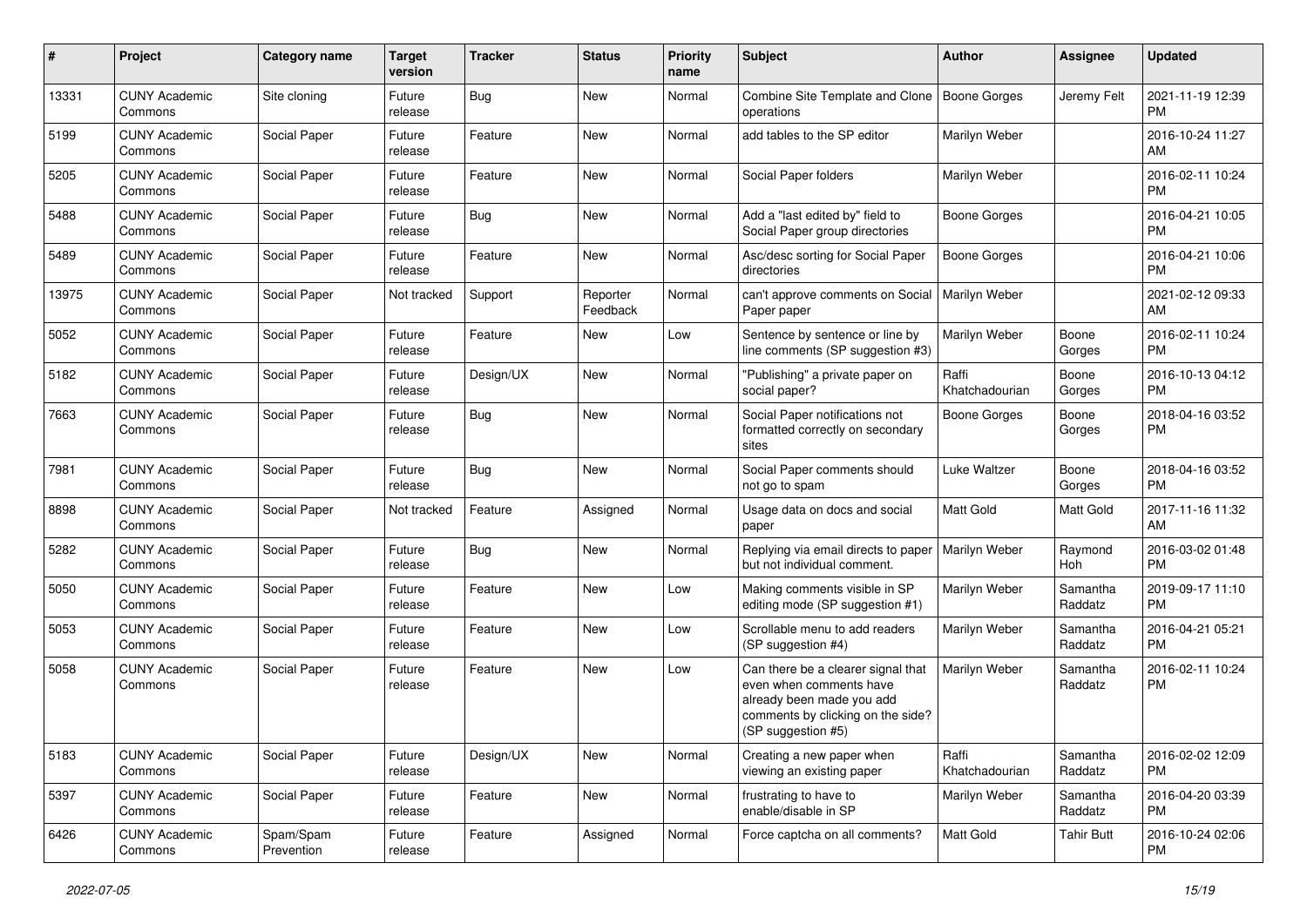| # | Project | Category name | Target version | Tracker | Status | Priority name | Subject | Author | Assignee | Updated |
|---|---|---|---|---|---|---|---|---|---|---|
| 13331 | CUNY Academic Commons | Site cloning | Future release | Bug | New | Normal | Combine Site Template and Clone operations | Boone Gorges | Jeremy Felt | 2021-11-19 12:39 PM |
| 5199 | CUNY Academic Commons | Social Paper | Future release | Feature | New | Normal | add tables to the SP editor | Marilyn Weber | | 2016-10-24 11:27 AM |
| 5205 | CUNY Academic Commons | Social Paper | Future release | Feature | New | Normal | Social Paper folders | Marilyn Weber | | 2016-02-11 10:24 PM |
| 5488 | CUNY Academic Commons | Social Paper | Future release | Bug | New | Normal | Add a "last edited by" field to Social Paper group directories | Boone Gorges | | 2016-04-21 10:05 PM |
| 5489 | CUNY Academic Commons | Social Paper | Future release | Feature | New | Normal | Asc/desc sorting for Social Paper directories | Boone Gorges | | 2016-04-21 10:06 PM |
| 13975 | CUNY Academic Commons | Social Paper | Not tracked | Support | Reporter Feedback | Normal | can't approve comments on Social Paper paper | Marilyn Weber | | 2021-02-12 09:33 AM |
| 5052 | CUNY Academic Commons | Social Paper | Future release | Feature | New | Low | Sentence by sentence or line by line comments (SP suggestion #3) | Marilyn Weber | Boone Gorges | 2016-02-11 10:24 PM |
| 5182 | CUNY Academic Commons | Social Paper | Future release | Design/UX | New | Normal | "Publishing" a private paper on social paper? | Raffi Khatchadourian | Boone Gorges | 2016-10-13 04:12 PM |
| 7663 | CUNY Academic Commons | Social Paper | Future release | Bug | New | Normal | Social Paper notifications not formatted correctly on secondary sites | Boone Gorges | Boone Gorges | 2018-04-16 03:52 PM |
| 7981 | CUNY Academic Commons | Social Paper | Future release | Bug | New | Normal | Social Paper comments should not go to spam | Luke Waltzer | Boone Gorges | 2018-04-16 03:52 PM |
| 8898 | CUNY Academic Commons | Social Paper | Not tracked | Feature | Assigned | Normal | Usage data on docs and social paper | Matt Gold | Matt Gold | 2017-11-16 11:32 AM |
| 5282 | CUNY Academic Commons | Social Paper | Future release | Bug | New | Normal | Replying via email directs to paper but not individual comment. | Marilyn Weber | Raymond Hoh | 2016-03-02 01:48 PM |
| 5050 | CUNY Academic Commons | Social Paper | Future release | Feature | New | Low | Making comments visible in SP editing mode (SP suggestion #1) | Marilyn Weber | Samantha Raddatz | 2019-09-17 11:10 PM |
| 5053 | CUNY Academic Commons | Social Paper | Future release | Feature | New | Low | Scrollable menu to add readers (SP suggestion #4) | Marilyn Weber | Samantha Raddatz | 2016-04-21 05:21 PM |
| 5058 | CUNY Academic Commons | Social Paper | Future release | Feature | New | Low | Can there be a clearer signal that even when comments have already been made you add comments by clicking on the side? (SP suggestion #5) | Marilyn Weber | Samantha Raddatz | 2016-02-11 10:24 PM |
| 5183 | CUNY Academic Commons | Social Paper | Future release | Design/UX | New | Normal | Creating a new paper when viewing an existing paper | Raffi Khatchadourian | Samantha Raddatz | 2016-02-02 12:09 PM |
| 5397 | CUNY Academic Commons | Social Paper | Future release | Feature | New | Normal | frustrating to have to enable/disable in SP | Marilyn Weber | Samantha Raddatz | 2016-04-20 03:39 PM |
| 6426 | CUNY Academic Commons | Spam/Spam Prevention | Future release | Feature | Assigned | Normal | Force captcha on all comments? | Matt Gold | Tahir Butt | 2016-10-24 02:06 PM |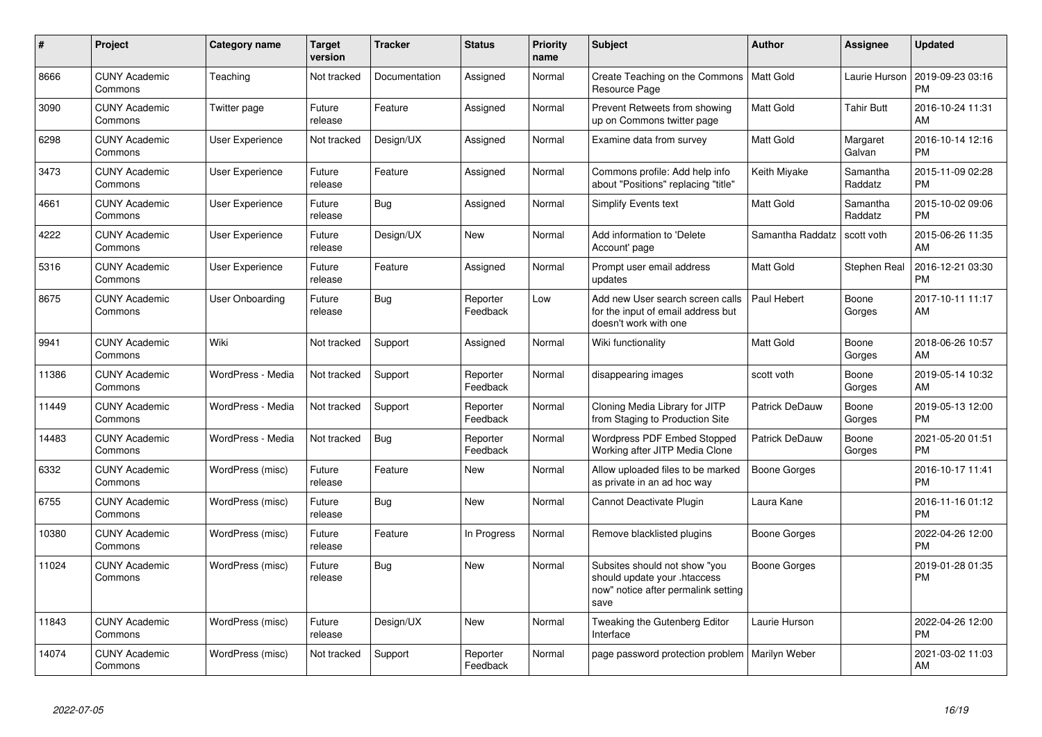| # | Project | Category name | Target version | Tracker | Status | Priority name | Subject | Author | Assignee | Updated |
|---|---|---|---|---|---|---|---|---|---|---|
| 8666 | CUNY Academic Commons | Teaching | Not tracked | Documentation | Assigned | Normal | Create Teaching on the Commons Resource Page | Matt Gold | Laurie Hurson | 2019-09-23 03:16 PM |
| 3090 | CUNY Academic Commons | Twitter page | Future release | Feature | Assigned | Normal | Prevent Retweets from showing up on Commons twitter page | Matt Gold | Tahir Butt | 2016-10-24 11:31 AM |
| 6298 | CUNY Academic Commons | User Experience | Not tracked | Design/UX | Assigned | Normal | Examine data from survey | Matt Gold | Margaret Galvan | 2016-10-14 12:16 PM |
| 3473 | CUNY Academic Commons | User Experience | Future release | Feature | Assigned | Normal | Commons profile: Add help info about "Positions" replacing "title" | Keith Miyake | Samantha Raddatz | 2015-11-09 02:28 PM |
| 4661 | CUNY Academic Commons | User Experience | Future release | Bug | Assigned | Normal | Simplify Events text | Matt Gold | Samantha Raddatz | 2015-10-02 09:06 PM |
| 4222 | CUNY Academic Commons | User Experience | Future release | Design/UX | New | Normal | Add information to 'Delete Account' page | Samantha Raddatz | scott voth | 2015-06-26 11:35 AM |
| 5316 | CUNY Academic Commons | User Experience | Future release | Feature | Assigned | Normal | Prompt user email address updates | Matt Gold | Stephen Real | 2016-12-21 03:30 PM |
| 8675 | CUNY Academic Commons | User Onboarding | Future release | Bug | Reporter Feedback | Low | Add new User search screen calls for the input of email address but doesn't work with one | Paul Hebert | Boone Gorges | 2017-10-11 11:17 AM |
| 9941 | CUNY Academic Commons | Wiki | Not tracked | Support | Assigned | Normal | Wiki functionality | Matt Gold | Boone Gorges | 2018-06-26 10:57 AM |
| 11386 | CUNY Academic Commons | WordPress - Media | Not tracked | Support | Reporter Feedback | Normal | disappearing images | scott voth | Boone Gorges | 2019-05-14 10:32 AM |
| 11449 | CUNY Academic Commons | WordPress - Media | Not tracked | Support | Reporter Feedback | Normal | Cloning Media Library for JITP from Staging to Production Site | Patrick DeDauw | Boone Gorges | 2019-05-13 12:00 PM |
| 14483 | CUNY Academic Commons | WordPress - Media | Not tracked | Bug | Reporter Feedback | Normal | Wordpress PDF Embed Stopped Working after JITP Media Clone | Patrick DeDauw | Boone Gorges | 2021-05-20 01:51 PM |
| 6332 | CUNY Academic Commons | WordPress (misc) | Future release | Feature | New | Normal | Allow uploaded files to be marked as private in an ad hoc way | Boone Gorges | | 2016-10-17 11:41 PM |
| 6755 | CUNY Academic Commons | WordPress (misc) | Future release | Bug | New | Normal | Cannot Deactivate Plugin | Laura Kane | | 2016-11-16 01:12 PM |
| 10380 | CUNY Academic Commons | WordPress (misc) | Future release | Feature | In Progress | Normal | Remove blacklisted plugins | Boone Gorges | | 2022-04-26 12:00 PM |
| 11024 | CUNY Academic Commons | WordPress (misc) | Future release | Bug | New | Normal | Subsites should not show "you should update your .htaccess now" notice after permalink setting save | Boone Gorges | | 2019-01-28 01:35 PM |
| 11843 | CUNY Academic Commons | WordPress (misc) | Future release | Design/UX | New | Normal | Tweaking the Gutenberg Editor Interface | Laurie Hurson | | 2022-04-26 12:00 PM |
| 14074 | CUNY Academic Commons | WordPress (misc) | Not tracked | Support | Reporter Feedback | Normal | page password protection problem | Marilyn Weber | | 2021-03-02 11:03 AM |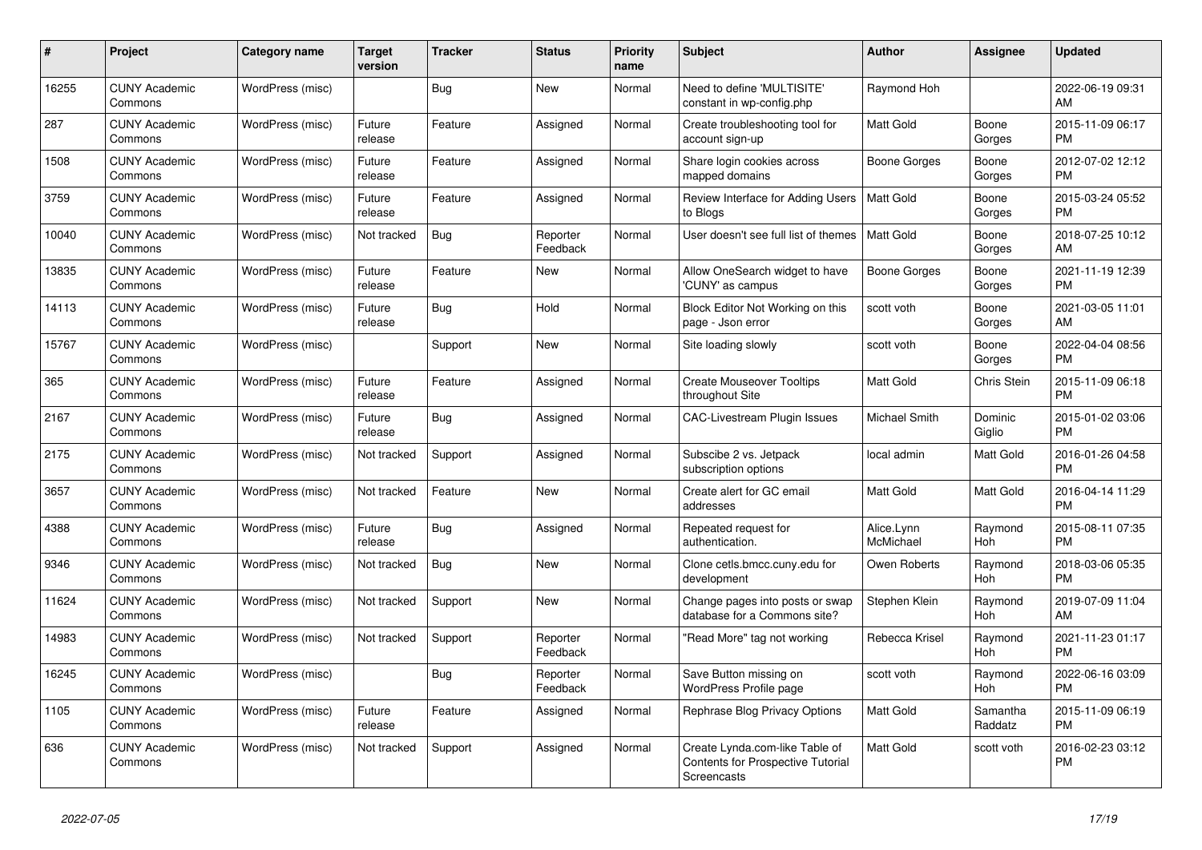| # | Project | Category name | Target version | Tracker | Status | Priority name | Subject | Author | Assignee | Updated |
|---|---|---|---|---|---|---|---|---|---|---|
| 16255 | CUNY Academic Commons | WordPress (misc) | | Bug | New | Normal | Need to define 'MULTISITE' constant in wp-config.php | Raymond Hoh | | 2022-06-19 09:31 AM |
| 287 | CUNY Academic Commons | WordPress (misc) | Future release | Feature | Assigned | Normal | Create troubleshooting tool for account sign-up | Matt Gold | Boone Gorges | 2015-11-09 06:17 PM |
| 1508 | CUNY Academic Commons | WordPress (misc) | Future release | Feature | Assigned | Normal | Share login cookies across mapped domains | Boone Gorges | Boone Gorges | 2012-07-02 12:12 PM |
| 3759 | CUNY Academic Commons | WordPress (misc) | Future release | Feature | Assigned | Normal | Review Interface for Adding Users to Blogs | Matt Gold | Boone Gorges | 2015-03-24 05:52 PM |
| 10040 | CUNY Academic Commons | WordPress (misc) | Not tracked | Bug | Reporter Feedback | Normal | User doesn't see full list of themes | Matt Gold | Boone Gorges | 2018-07-25 10:12 AM |
| 13835 | CUNY Academic Commons | WordPress (misc) | Future release | Feature | New | Normal | Allow OneSearch widget to have 'CUNY' as campus | Boone Gorges | Boone Gorges | 2021-11-19 12:39 PM |
| 14113 | CUNY Academic Commons | WordPress (misc) | Future release | Bug | Hold | Normal | Block Editor Not Working on this page - Json error | scott voth | Boone Gorges | 2021-03-05 11:01 AM |
| 15767 | CUNY Academic Commons | WordPress (misc) | | Support | New | Normal | Site loading slowly | scott voth | Boone Gorges | 2022-04-04 08:56 PM |
| 365 | CUNY Academic Commons | WordPress (misc) | Future release | Feature | Assigned | Normal | Create Mouseover Tooltips throughout Site | Matt Gold | Chris Stein | 2015-11-09 06:18 PM |
| 2167 | CUNY Academic Commons | WordPress (misc) | Future release | Bug | Assigned | Normal | CAC-Livestream Plugin Issues | Michael Smith | Dominic Giglio | 2015-01-02 03:06 PM |
| 2175 | CUNY Academic Commons | WordPress (misc) | Not tracked | Support | Assigned | Normal | Subscibe 2 vs. Jetpack subscription options | local admin | Matt Gold | 2016-01-26 04:58 PM |
| 3657 | CUNY Academic Commons | WordPress (misc) | Not tracked | Feature | New | Normal | Create alert for GC email addresses | Matt Gold | Matt Gold | 2016-04-14 11:29 PM |
| 4388 | CUNY Academic Commons | WordPress (misc) | Future release | Bug | Assigned | Normal | Repeated request for authentication. | Alice.Lynn McMichael | Raymond Hoh | 2015-08-11 07:35 PM |
| 9346 | CUNY Academic Commons | WordPress (misc) | Not tracked | Bug | New | Normal | Clone cetls.bmcc.cuny.edu for development | Owen Roberts | Raymond Hoh | 2018-03-06 05:35 PM |
| 11624 | CUNY Academic Commons | WordPress (misc) | Not tracked | Support | New | Normal | Change pages into posts or swap database for a Commons site? | Stephen Klein | Raymond Hoh | 2019-07-09 11:04 AM |
| 14983 | CUNY Academic Commons | WordPress (misc) | Not tracked | Support | Reporter Feedback | Normal | "Read More" tag not working | Rebecca Krisel | Raymond Hoh | 2021-11-23 01:17 PM |
| 16245 | CUNY Academic Commons | WordPress (misc) | | Bug | Reporter Feedback | Normal | Save Button missing on WordPress Profile page | scott voth | Raymond Hoh | 2022-06-16 03:09 PM |
| 1105 | CUNY Academic Commons | WordPress (misc) | Future release | Feature | Assigned | Normal | Rephrase Blog Privacy Options | Matt Gold | Samantha Raddatz | 2015-11-09 06:19 PM |
| 636 | CUNY Academic Commons | WordPress (misc) | Not tracked | Support | Assigned | Normal | Create Lynda.com-like Table of Contents for Prospective Tutorial Screencasts | Matt Gold | scott voth | 2016-02-23 03:12 PM |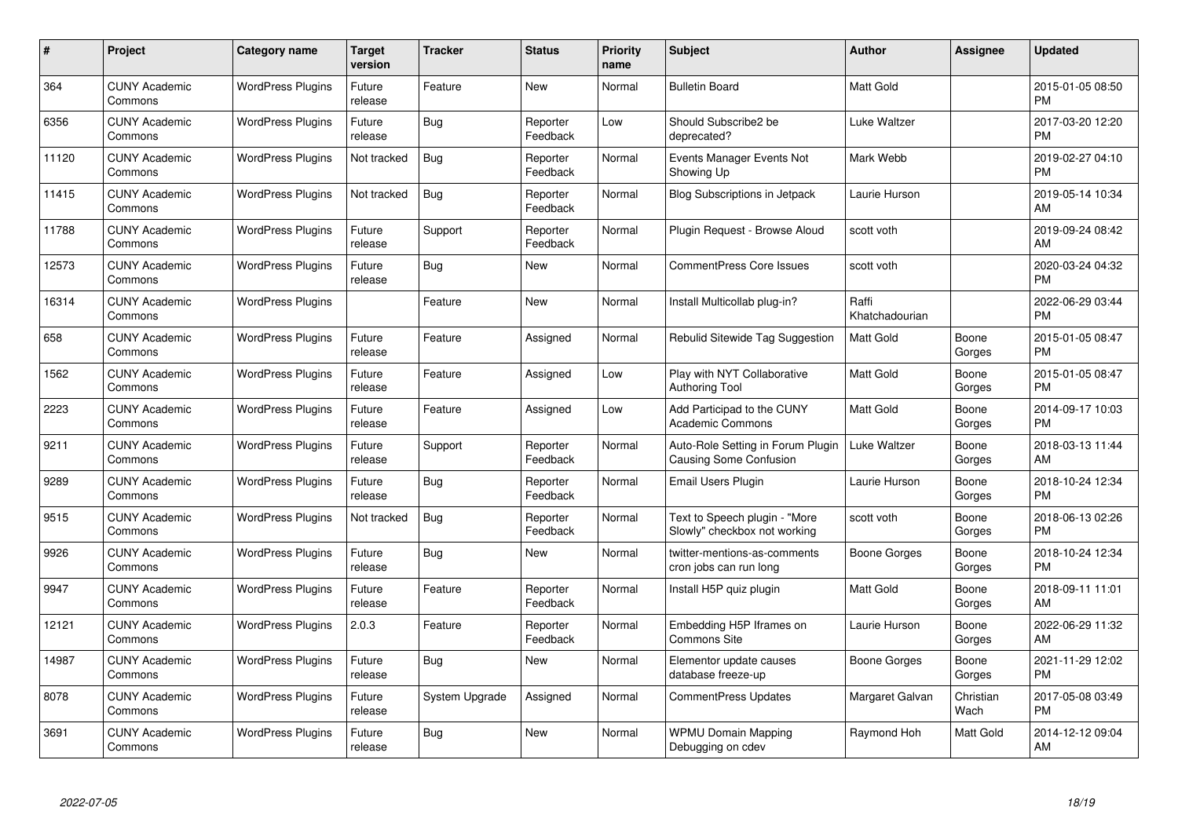| # | Project | Category name | Target version | Tracker | Status | Priority name | Subject | Author | Assignee | Updated |
|---|---|---|---|---|---|---|---|---|---|---|
| 364 | CUNY Academic Commons | WordPress Plugins | Future release | Feature | New | Normal | Bulletin Board | Matt Gold | | 2015-01-05 08:50 PM |
| 6356 | CUNY Academic Commons | WordPress Plugins | Future release | Bug | Reporter Feedback | Low | Should Subscribe2 be deprecated? | Luke Waltzer | | 2017-03-20 12:20 PM |
| 11120 | CUNY Academic Commons | WordPress Plugins | Not tracked | Bug | Reporter Feedback | Normal | Events Manager Events Not Showing Up | Mark Webb | | 2019-02-27 04:10 PM |
| 11415 | CUNY Academic Commons | WordPress Plugins | Not tracked | Bug | Reporter Feedback | Normal | Blog Subscriptions in Jetpack | Laurie Hurson | | 2019-05-14 10:34 AM |
| 11788 | CUNY Academic Commons | WordPress Plugins | Future release | Support | Reporter Feedback | Normal | Plugin Request - Browse Aloud | scott voth | | 2019-09-24 08:42 AM |
| 12573 | CUNY Academic Commons | WordPress Plugins | Future release | Bug | New | Normal | CommentPress Core Issues | scott voth | | 2020-03-24 04:32 PM |
| 16314 | CUNY Academic Commons | WordPress Plugins | | Feature | New | Normal | Install Multicollab plug-in? | Raffi Khatchadourian | | 2022-06-29 03:44 PM |
| 658 | CUNY Academic Commons | WordPress Plugins | Future release | Feature | Assigned | Normal | Rebulid Sitewide Tag Suggestion | Matt Gold | Boone Gorges | 2015-01-05 08:47 PM |
| 1562 | CUNY Academic Commons | WordPress Plugins | Future release | Feature | Assigned | Low | Play with NYT Collaborative Authoring Tool | Matt Gold | Boone Gorges | 2015-01-05 08:47 PM |
| 2223 | CUNY Academic Commons | WordPress Plugins | Future release | Feature | Assigned | Low | Add Participad to the CUNY Academic Commons | Matt Gold | Boone Gorges | 2014-09-17 10:03 PM |
| 9211 | CUNY Academic Commons | WordPress Plugins | Future release | Support | Reporter Feedback | Normal | Auto-Role Setting in Forum Plugin Causing Some Confusion | Luke Waltzer | Boone Gorges | 2018-03-13 11:44 AM |
| 9289 | CUNY Academic Commons | WordPress Plugins | Future release | Bug | Reporter Feedback | Normal | Email Users Plugin | Laurie Hurson | Boone Gorges | 2018-10-24 12:34 PM |
| 9515 | CUNY Academic Commons | WordPress Plugins | Not tracked | Bug | Reporter Feedback | Normal | Text to Speech plugin - "More Slowly" checkbox not working | scott voth | Boone Gorges | 2018-06-13 02:26 PM |
| 9926 | CUNY Academic Commons | WordPress Plugins | Future release | Bug | New | Normal | twitter-mentions-as-comments cron jobs can run long | Boone Gorges | Boone Gorges | 2018-10-24 12:34 PM |
| 9947 | CUNY Academic Commons | WordPress Plugins | Future release | Feature | Reporter Feedback | Normal | Install H5P quiz plugin | Matt Gold | Boone Gorges | 2018-09-11 11:01 AM |
| 12121 | CUNY Academic Commons | WordPress Plugins | 2.0.3 | Feature | Reporter Feedback | Normal | Embedding H5P Iframes on Commons Site | Laurie Hurson | Boone Gorges | 2022-06-29 11:32 AM |
| 14987 | CUNY Academic Commons | WordPress Plugins | Future release | Bug | New | Normal | Elementor update causes database freeze-up | Boone Gorges | Boone Gorges | 2021-11-29 12:02 PM |
| 8078 | CUNY Academic Commons | WordPress Plugins | Future release | System Upgrade | Assigned | Normal | CommentPress Updates | Margaret Galvan | Christian Wach | 2017-05-08 03:49 PM |
| 3691 | CUNY Academic Commons | WordPress Plugins | Future release | Bug | New | Normal | WPMU Domain Mapping Debugging on cdev | Raymond Hoh | Matt Gold | 2014-12-12 09:04 AM |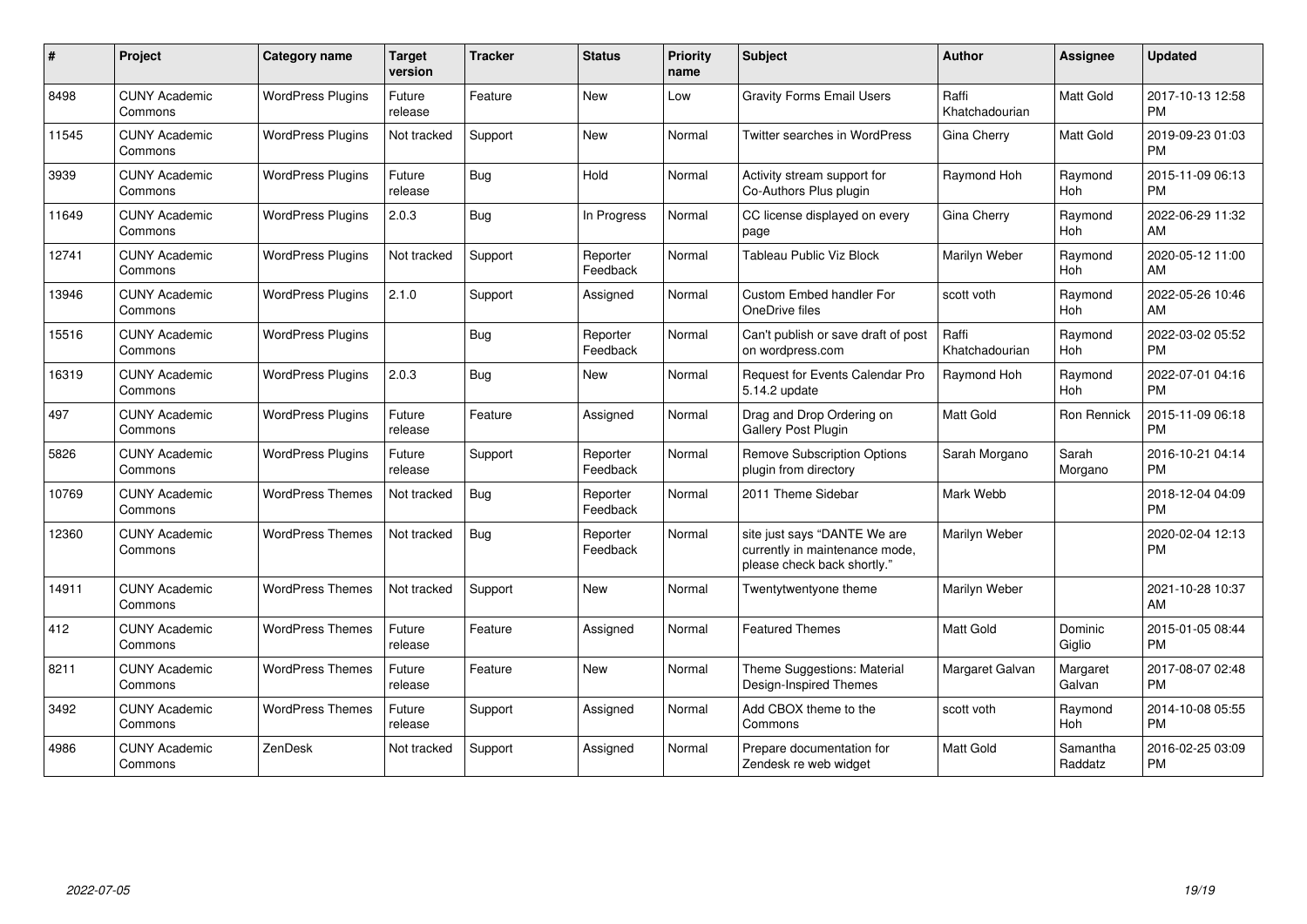| # | Project | Category name | Target version | Tracker | Status | Priority name | Subject | Author | Assignee | Updated |
|---|---|---|---|---|---|---|---|---|---|---|
| 8498 | CUNY Academic Commons | WordPress Plugins | Future release | Feature | New | Low | Gravity Forms Email Users | Raffi Khatchadourian | Matt Gold | 2017-10-13 12:58 PM |
| 11545 | CUNY Academic Commons | WordPress Plugins | Not tracked | Support | New | Normal | Twitter searches in WordPress | Gina Cherry | Matt Gold | 2019-09-23 01:03 PM |
| 3939 | CUNY Academic Commons | WordPress Plugins | Future release | Bug | Hold | Normal | Activity stream support for Co-Authors Plus plugin | Raymond Hoh | Raymond Hoh | 2015-11-09 06:13 PM |
| 11649 | CUNY Academic Commons | WordPress Plugins | 2.0.3 | Bug | In Progress | Normal | CC license displayed on every page | Gina Cherry | Raymond Hoh | 2022-06-29 11:32 AM |
| 12741 | CUNY Academic Commons | WordPress Plugins | Not tracked | Support | Reporter Feedback | Normal | Tableau Public Viz Block | Marilyn Weber | Raymond Hoh | 2020-05-12 11:00 AM |
| 13946 | CUNY Academic Commons | WordPress Plugins | 2.1.0 | Support | Assigned | Normal | Custom Embed handler For OneDrive files | scott voth | Raymond Hoh | 2022-05-26 10:46 AM |
| 15516 | CUNY Academic Commons | WordPress Plugins | | Bug | Reporter Feedback | Normal | Can't publish or save draft of post on wordpress.com | Raffi Khatchadourian | Raymond Hoh | 2022-03-02 05:52 PM |
| 16319 | CUNY Academic Commons | WordPress Plugins | 2.0.3 | Bug | New | Normal | Request for Events Calendar Pro 5.14.2 update | Raymond Hoh | Raymond Hoh | 2022-07-01 04:16 PM |
| 497 | CUNY Academic Commons | WordPress Plugins | Future release | Feature | Assigned | Normal | Drag and Drop Ordering on Gallery Post Plugin | Matt Gold | Ron Rennick | 2015-11-09 06:18 PM |
| 5826 | CUNY Academic Commons | WordPress Plugins | Future release | Support | Reporter Feedback | Normal | Remove Subscription Options plugin from directory | Sarah Morgano | Sarah Morgano | 2016-10-21 04:14 PM |
| 10769 | CUNY Academic Commons | WordPress Themes | Not tracked | Bug | Reporter Feedback | Normal | 2011 Theme Sidebar | Mark Webb | | 2018-12-04 04:09 PM |
| 12360 | CUNY Academic Commons | WordPress Themes | Not tracked | Bug | Reporter Feedback | Normal | site just says "DANTE We are currently in maintenance mode, please check back shortly." | Marilyn Weber | | 2020-02-04 12:13 PM |
| 14911 | CUNY Academic Commons | WordPress Themes | Not tracked | Support | New | Normal | Twentytwentyone theme | Marilyn Weber | | 2021-10-28 10:37 AM |
| 412 | CUNY Academic Commons | WordPress Themes | Future release | Feature | Assigned | Normal | Featured Themes | Matt Gold | Dominic Giglio | 2015-01-05 08:44 PM |
| 8211 | CUNY Academic Commons | WordPress Themes | Future release | Feature | New | Normal | Theme Suggestions: Material Design-Inspired Themes | Margaret Galvan | Margaret Galvan | 2017-08-07 02:48 PM |
| 3492 | CUNY Academic Commons | WordPress Themes | Future release | Support | Assigned | Normal | Add CBOX theme to the Commons | scott voth | Raymond Hoh | 2014-10-08 05:55 PM |
| 4986 | CUNY Academic Commons | ZenDesk | Not tracked | Support | Assigned | Normal | Prepare documentation for Zendesk re web widget | Matt Gold | Samantha Raddatz | 2016-02-25 03:09 PM |